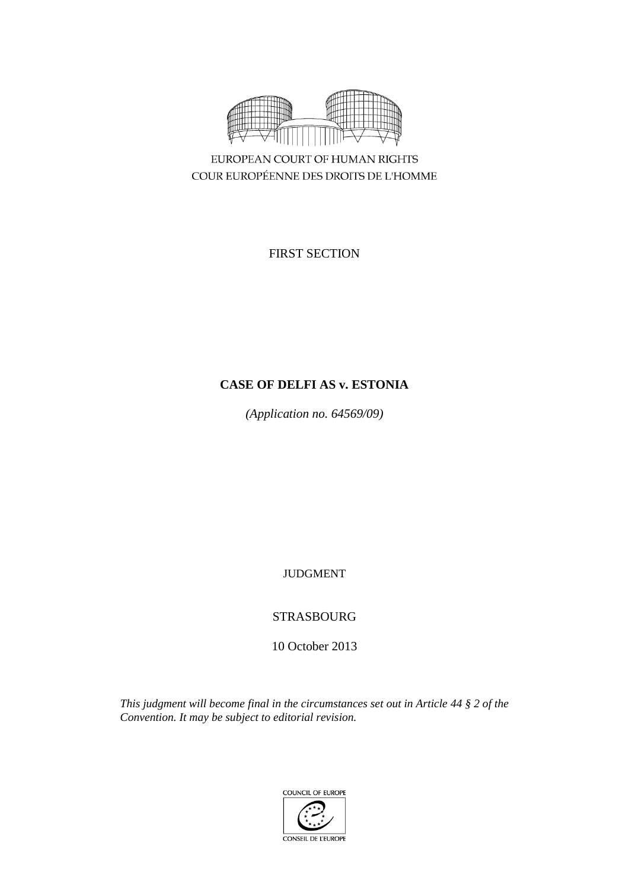EUROPEAN COURT OF HUMAN RIGHTS
COUR EUROPÉENNE DES DROITS DE L'HOMME

FIRST SECTION

# CASE OF DELFI AS v. ESTONIA

*(Application no. 64569/09)*

JUDGMENT

STRASBOURG

10 October 2013

*This judgment will become final in the circumstances set out in Article 44 § 2 of the Convention. It may be subject to editorial revision.*

COUNCIL OF EUROPE
CONSEIL DE L'EUROPE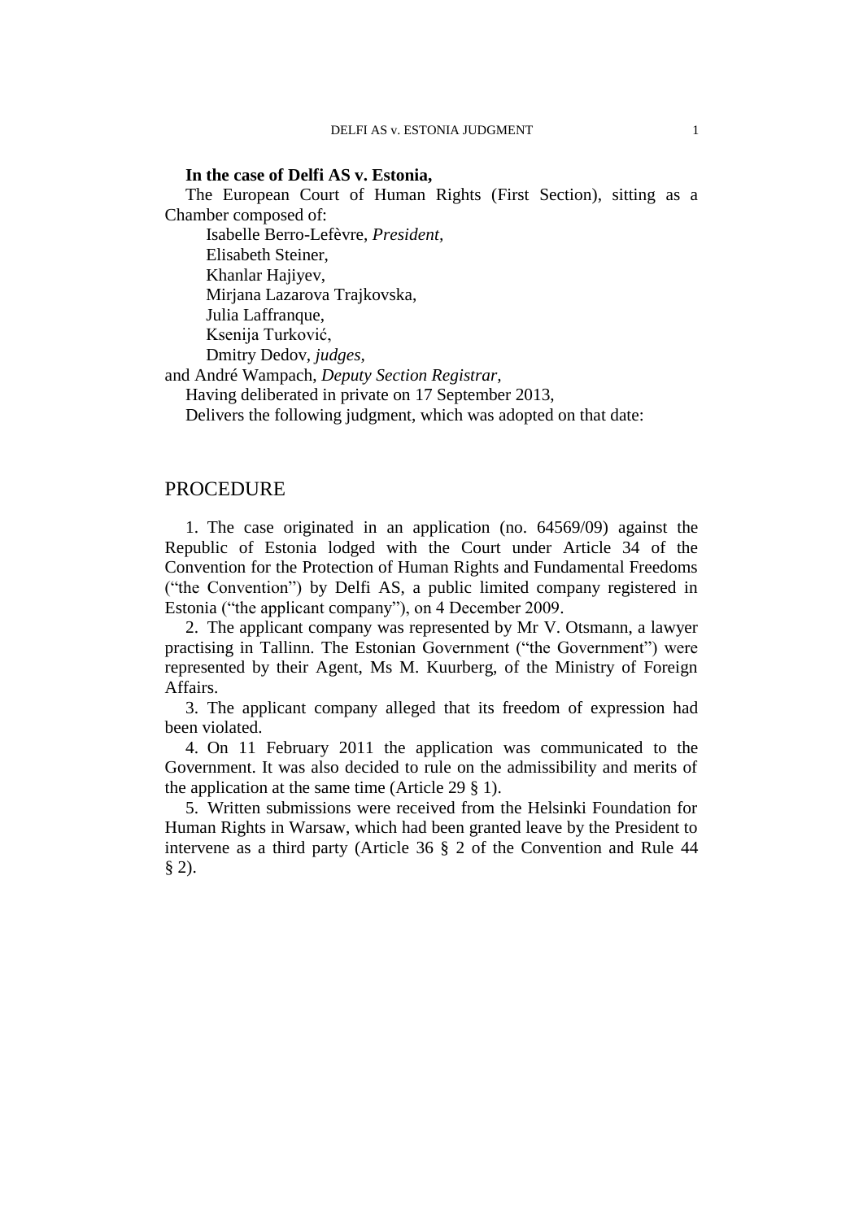**In the case of Delfi AS v. Estonia,**

The European Court of Human Rights (First Section), sitting as a Chamber composed of:

Isabelle Berro-Lefèvre, *President,*
Elisabeth Steiner,
Khanlar Hajiyev,
Mirjana Lazarova Trajkovska,
Julia Laffranque,
Ksenija Turković,
Dmitry Dedov, *judges,*
and André Wampach, *Deputy Section Registrar,*

Having deliberated in private on 17 September 2013,

Delivers the following judgment, which was adopted on that date:

# PROCEDURE

1. The case originated in an application (no. 64569/09) against the Republic of Estonia lodged with the Court under Article 34 of the Convention for the Protection of Human Rights and Fundamental Freedoms ("the Convention") by Delfi AS, a public limited company registered in Estonia ("the applicant company"), on 4 December 2009.

2. The applicant company was represented by Mr V. Otsmann, a lawyer practising in Tallinn. The Estonian Government ("the Government") were represented by their Agent, Ms M. Kuurberg, of the Ministry of Foreign Affairs.

3. The applicant company alleged that its freedom of expression had been violated.

4. On 11 February 2011 the application was communicated to the Government. It was also decided to rule on the admissibility and merits of the application at the same time (Article 29 § 1).

5. Written submissions were received from the Helsinki Foundation for Human Rights in Warsaw, which had been granted leave by the President to intervene as a third party (Article 36 § 2 of the Convention and Rule 44 § 2).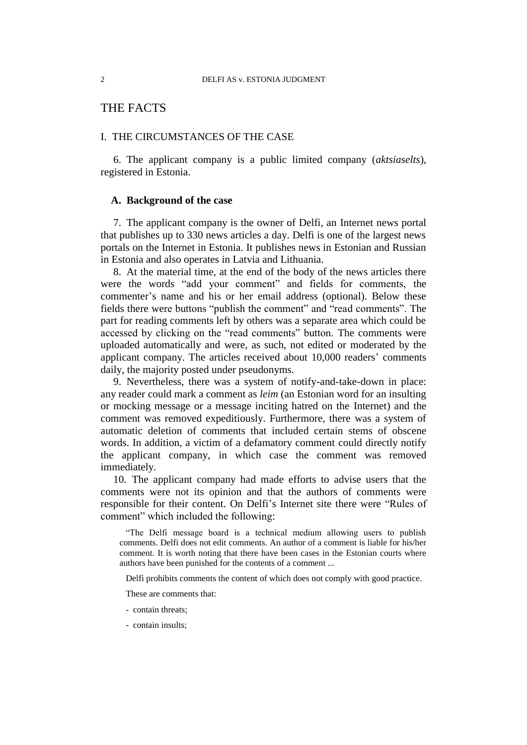# THE FACTS

## I. THE CIRCUMSTANCES OF THE CASE

6. The applicant company is a public limited company (*aktsiaselts*), registered in Estonia.

### A. Background of the case

7. The applicant company is the owner of Delfi, an Internet news portal that publishes up to 330 news articles a day. Delfi is one of the largest news portals on the Internet in Estonia. It publishes news in Estonian and Russian in Estonia and also operates in Latvia and Lithuania.

8. At the material time, at the end of the body of the news articles there were the words "add your comment" and fields for comments, the commenter's name and his or her email address (optional). Below these fields there were buttons "publish the comment" and "read comments". The part for reading comments left by others was a separate area which could be accessed by clicking on the "read comments" button. The comments were uploaded automatically and were, as such, not edited or moderated by the applicant company. The articles received about 10,000 readers' comments daily, the majority posted under pseudonyms.

9. Nevertheless, there was a system of notify-and-take-down in place: any reader could mark a comment as *leim* (an Estonian word for an insulting or mocking message or a message inciting hatred on the Internet) and the comment was removed expeditiously. Furthermore, there was a system of automatic deletion of comments that included certain stems of obscene words. In addition, a victim of a defamatory comment could directly notify the applicant company, in which case the comment was removed immediately.

10. The applicant company had made efforts to advise users that the comments were not its opinion and that the authors of comments were responsible for their content. On Delfi's Internet site there were "Rules of comment" which included the following:

> "The Delfi message board is a technical medium allowing users to publish comments. Delfi does not edit comments. An author of a comment is liable for his/her comment. It is worth noting that there have been cases in the Estonian courts where authors have been punished for the contents of a comment ...
>
> Delfi prohibits comments the content of which does not comply with good practice.
>
> These are comments that:
>
> - contain threats;
>
> - contain insults;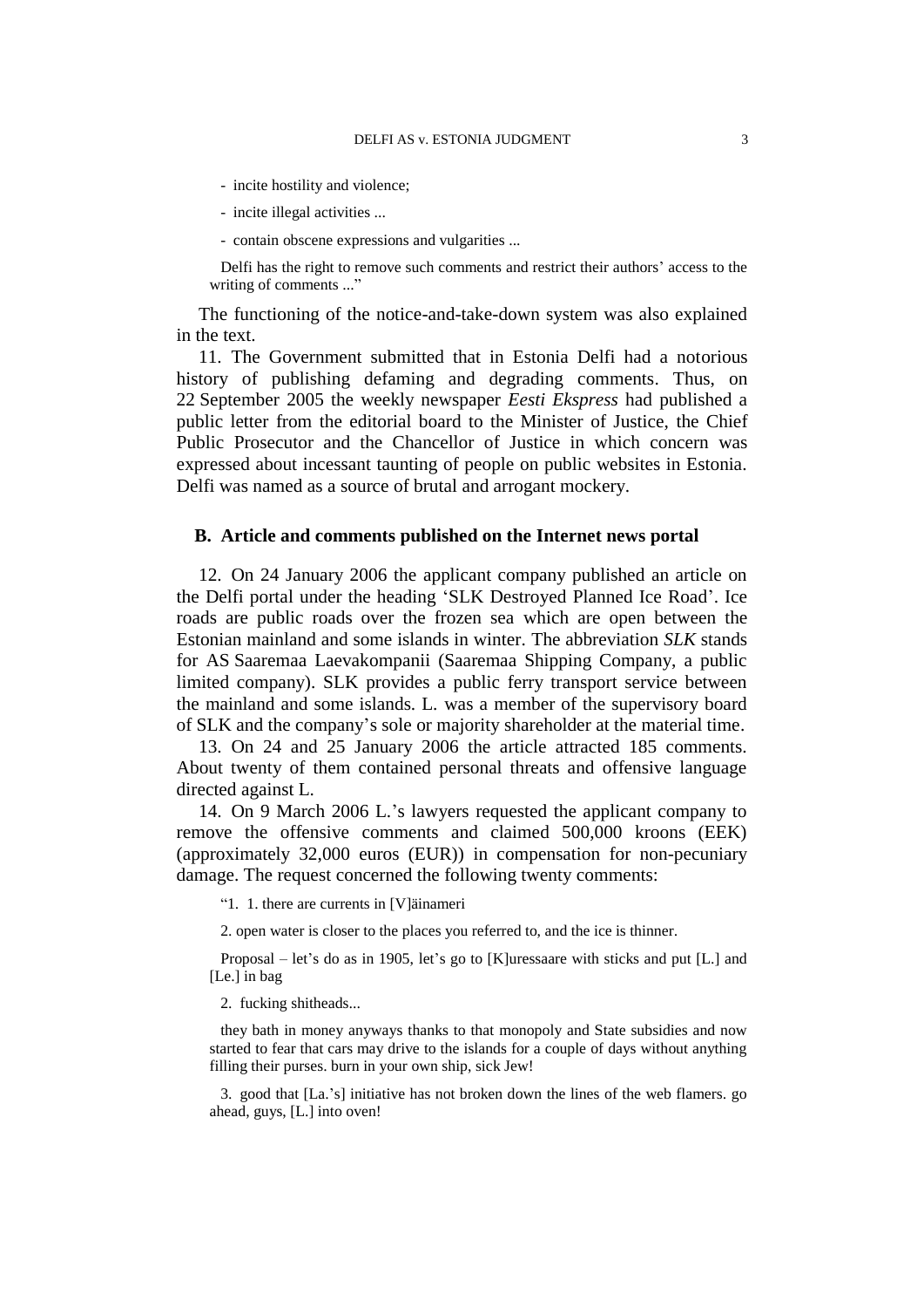- incite hostility and violence;

- incite illegal activities ...

- contain obscene expressions and vulgarities ...

Delfi has the right to remove such comments and restrict their authors' access to the writing of comments ..."

The functioning of the notice-and-take-down system was also explained in the text.

11. The Government submitted that in Estonia Delfi had a notorious history of publishing defaming and degrading comments. Thus, on 22 September 2005 the weekly newspaper *Eesti Ekspress* had published a public letter from the editorial board to the Minister of Justice, the Chief Public Prosecutor and the Chancellor of Justice in which concern was expressed about incessant taunting of people on public websites in Estonia. Delfi was named as a source of brutal and arrogant mockery.

### B. Article and comments published on the Internet news portal

12. On 24 January 2006 the applicant company published an article on the Delfi portal under the heading 'SLK Destroyed Planned Ice Road'. Ice roads are public roads over the frozen sea which are open between the Estonian mainland and some islands in winter. The abbreviation *SLK* stands for AS Saaremaa Laevakompanii (Saaremaa Shipping Company, a public limited company). SLK provides a public ferry transport service between the mainland and some islands. L. was a member of the supervisory board of SLK and the company's sole or majority shareholder at the material time.

13. On 24 and 25 January 2006 the article attracted 185 comments. About twenty of them contained personal threats and offensive language directed against L.

14. On 9 March 2006 L.'s lawyers requested the applicant company to remove the offensive comments and claimed 500,000 kroons (EEK) (approximately 32,000 euros (EUR)) in compensation for non-pecuniary damage. The request concerned the following twenty comments:

"1. 1. there are currents in [V]äinameri

2. open water is closer to the places you referred to, and the ice is thinner.

Proposal – let's do as in 1905, let's go to [K]uressaare with sticks and put [L.] and [Le.] in bag

2. fucking shitheads...

they bath in money anyways thanks to that monopoly and State subsidies and now started to fear that cars may drive to the islands for a couple of days without anything filling their purses. burn in your own ship, sick Jew!

3. good that [La.'s] initiative has not broken down the lines of the web flamers. go ahead, guys, [L.] into oven!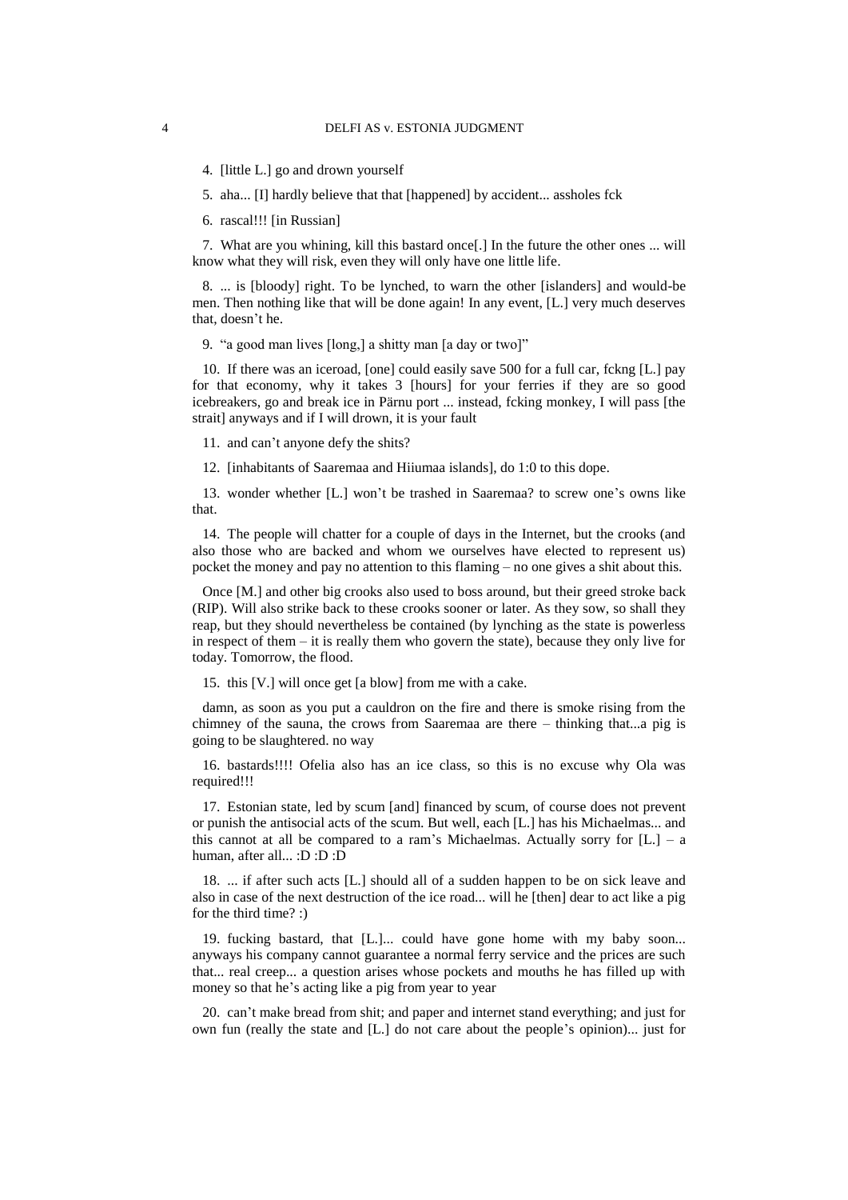4. [little L.] go and drown yourself

5. aha... [I] hardly believe that that [happened] by accident... assholes fck

6. rascal!!! [in Russian]

7. What are you whining, kill this bastard once[.] In the future the other ones ... will know what they will risk, even they will only have one little life.

8. ... is [bloody] right. To be lynched, to warn the other [islanders] and would-be men. Then nothing like that will be done again! In any event, [L.] very much deserves that, doesn't he.

9. "a good man lives [long,] a shitty man [a day or two]"

10. If there was an iceroad, [one] could easily save 500 for a full car, fckng [L.] pay for that economy, why it takes 3 [hours] for your ferries if they are so good icebreakers, go and break ice in Pärnu port ... instead, fcking monkey, I will pass [the strait] anyways and if I will drown, it is your fault

11. and can't anyone defy the shits?

12. [inhabitants of Saaremaa and Hiiumaa islands], do 1:0 to this dope.

13. wonder whether [L.] won't be trashed in Saaremaa? to screw one's owns like that.

14. The people will chatter for a couple of days in the Internet, but the crooks (and also those who are backed and whom we ourselves have elected to represent us) pocket the money and pay no attention to this flaming – no one gives a shit about this.

Once [M.] and other big crooks also used to boss around, but their greed stroke back (RIP). Will also strike back to these crooks sooner or later. As they sow, so shall they reap, but they should nevertheless be contained (by lynching as the state is powerless in respect of them – it is really them who govern the state), because they only live for today. Tomorrow, the flood.

15. this [V.] will once get [a blow] from me with a cake.

damn, as soon as you put a cauldron on the fire and there is smoke rising from the chimney of the sauna, the crows from Saaremaa are there – thinking that...a pig is going to be slaughtered. no way

16. bastards!!!! Ofelia also has an ice class, so this is no excuse why Ola was required!!!

17. Estonian state, led by scum [and] financed by scum, of course does not prevent or punish the antisocial acts of the scum. But well, each [L.] has his Michaelmas... and this cannot at all be compared to a ram's Michaelmas. Actually sorry for [L.] – a human, after all... :D :D :D

18. ... if after such acts [L.] should all of a sudden happen to be on sick leave and also in case of the next destruction of the ice road... will he [then] dear to act like a pig for the third time? :)

19. fucking bastard, that [L.]... could have gone home with my baby soon... anyways his company cannot guarantee a normal ferry service and the prices are such that... real creep... a question arises whose pockets and mouths he has filled up with money so that he's acting like a pig from year to year

20. can't make bread from shit; and paper and internet stand everything; and just for own fun (really the state and [L.] do not care about the people's opinion)... just for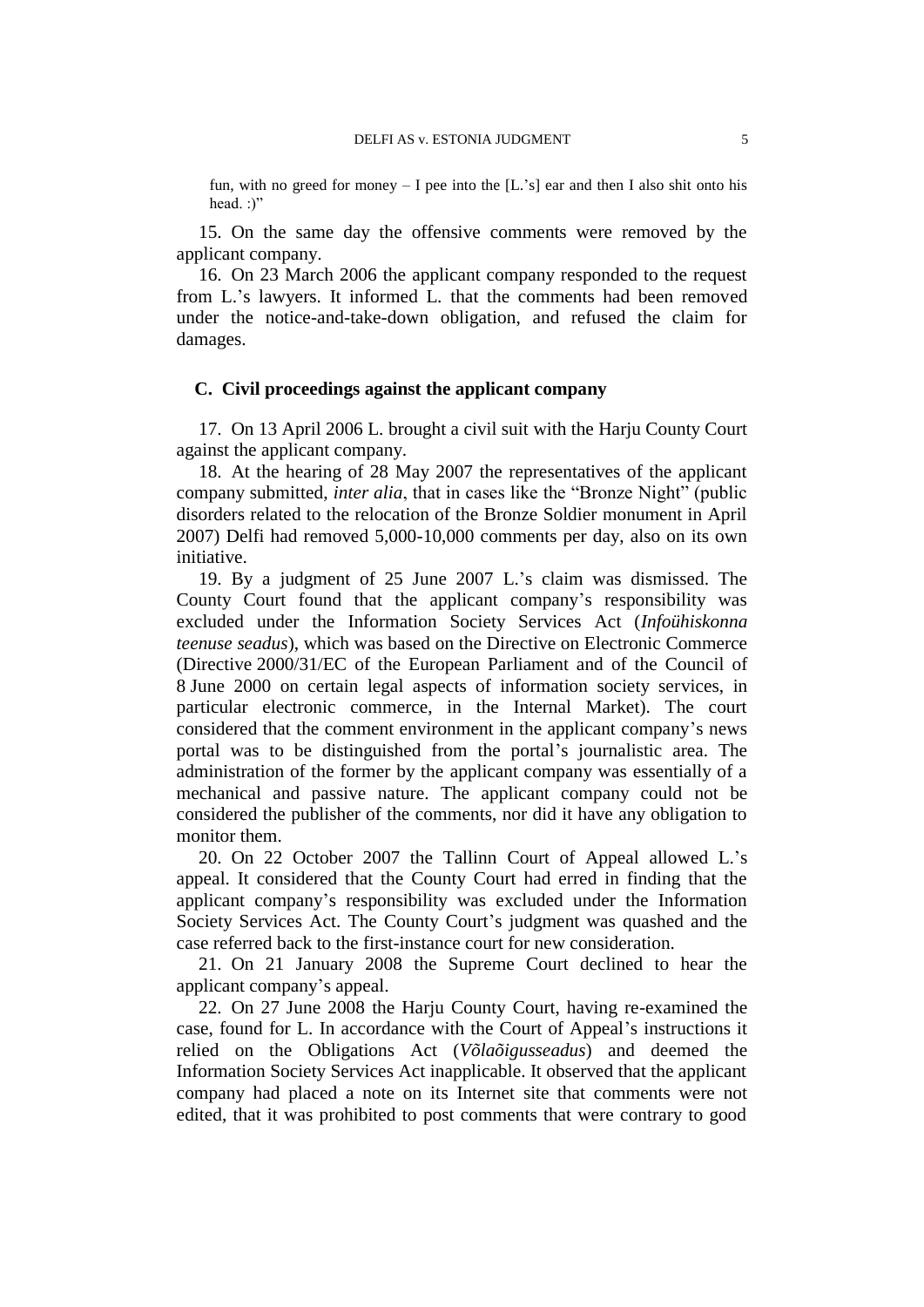fun, with no greed for money – I pee into the [L.'s] ear and then I also shit onto his head. :)"

15. On the same day the offensive comments were removed by the applicant company.

16. On 23 March 2006 the applicant company responded to the request from L.'s lawyers. It informed L. that the comments had been removed under the notice-and-take-down obligation, and refused the claim for damages.

### C. Civil proceedings against the applicant company

17. On 13 April 2006 L. brought a civil suit with the Harju County Court against the applicant company.

18. At the hearing of 28 May 2007 the representatives of the applicant company submitted, *inter alia*, that in cases like the "Bronze Night" (public disorders related to the relocation of the Bronze Soldier monument in April 2007) Delfi had removed 5,000-10,000 comments per day, also on its own initiative.

19. By a judgment of 25 June 2007 L.'s claim was dismissed. The County Court found that the applicant company's responsibility was excluded under the Information Society Services Act (*Infoühiskonna teenuse seadus*), which was based on the Directive on Electronic Commerce (Directive 2000/31/EC of the European Parliament and of the Council of 8 June 2000 on certain legal aspects of information society services, in particular electronic commerce, in the Internal Market). The court considered that the comment environment in the applicant company's news portal was to be distinguished from the portal's journalistic area. The administration of the former by the applicant company was essentially of a mechanical and passive nature. The applicant company could not be considered the publisher of the comments, nor did it have any obligation to monitor them.

20. On 22 October 2007 the Tallinn Court of Appeal allowed L.'s appeal. It considered that the County Court had erred in finding that the applicant company's responsibility was excluded under the Information Society Services Act. The County Court's judgment was quashed and the case referred back to the first-instance court for new consideration.

21. On 21 January 2008 the Supreme Court declined to hear the applicant company's appeal.

22. On 27 June 2008 the Harju County Court, having re-examined the case, found for L. In accordance with the Court of Appeal's instructions it relied on the Obligations Act (*Võlaõigusseadus*) and deemed the Information Society Services Act inapplicable. It observed that the applicant company had placed a note on its Internet site that comments were not edited, that it was prohibited to post comments that were contrary to good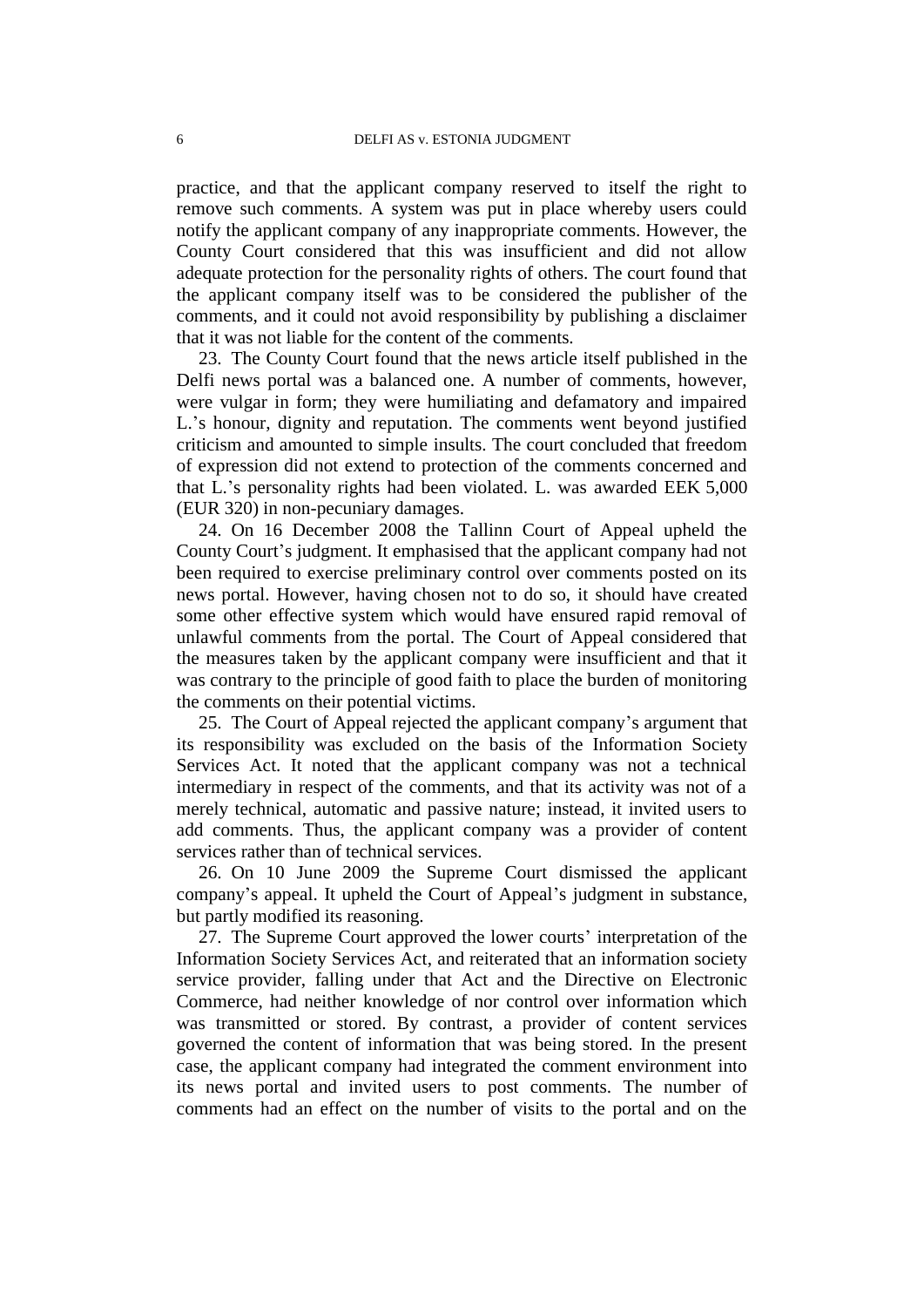practice, and that the applicant company reserved to itself the right to remove such comments. A system was put in place whereby users could notify the applicant company of any inappropriate comments. However, the County Court considered that this was insufficient and did not allow adequate protection for the personality rights of others. The court found that the applicant company itself was to be considered the publisher of the comments, and it could not avoid responsibility by publishing a disclaimer that it was not liable for the content of the comments.

23. The County Court found that the news article itself published in the Delfi news portal was a balanced one. A number of comments, however, were vulgar in form; they were humiliating and defamatory and impaired L.'s honour, dignity and reputation. The comments went beyond justified criticism and amounted to simple insults. The court concluded that freedom of expression did not extend to protection of the comments concerned and that L.'s personality rights had been violated. L. was awarded EEK 5,000 (EUR 320) in non-pecuniary damages.

24. On 16 December 2008 the Tallinn Court of Appeal upheld the County Court's judgment. It emphasised that the applicant company had not been required to exercise preliminary control over comments posted on its news portal. However, having chosen not to do so, it should have created some other effective system which would have ensured rapid removal of unlawful comments from the portal. The Court of Appeal considered that the measures taken by the applicant company were insufficient and that it was contrary to the principle of good faith to place the burden of monitoring the comments on their potential victims.

25. The Court of Appeal rejected the applicant company's argument that its responsibility was excluded on the basis of the Information Society Services Act. It noted that the applicant company was not a technical intermediary in respect of the comments, and that its activity was not of a merely technical, automatic and passive nature; instead, it invited users to add comments. Thus, the applicant company was a provider of content services rather than of technical services.

26. On 10 June 2009 the Supreme Court dismissed the applicant company's appeal. It upheld the Court of Appeal's judgment in substance, but partly modified its reasoning.

27. The Supreme Court approved the lower courts' interpretation of the Information Society Services Act, and reiterated that an information society service provider, falling under that Act and the Directive on Electronic Commerce, had neither knowledge of nor control over information which was transmitted or stored. By contrast, a provider of content services governed the content of information that was being stored. In the present case, the applicant company had integrated the comment environment into its news portal and invited users to post comments. The number of comments had an effect on the number of visits to the portal and on the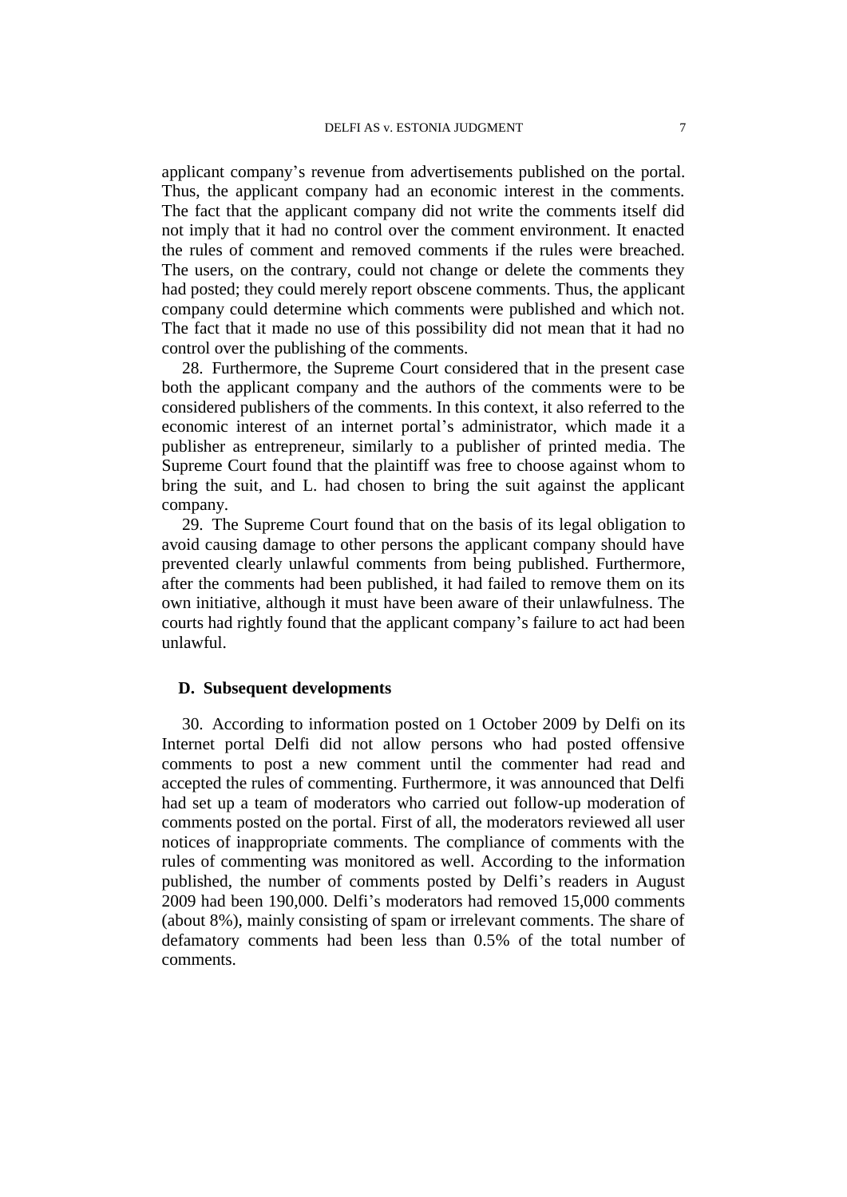applicant company's revenue from advertisements published on the portal. Thus, the applicant company had an economic interest in the comments. The fact that the applicant company did not write the comments itself did not imply that it had no control over the comment environment. It enacted the rules of comment and removed comments if the rules were breached. The users, on the contrary, could not change or delete the comments they had posted; they could merely report obscene comments. Thus, the applicant company could determine which comments were published and which not. The fact that it made no use of this possibility did not mean that it had no control over the publishing of the comments.

28. Furthermore, the Supreme Court considered that in the present case both the applicant company and the authors of the comments were to be considered publishers of the comments. In this context, it also referred to the economic interest of an internet portal's administrator, which made it a publisher as entrepreneur, similarly to a publisher of printed media. The Supreme Court found that the plaintiff was free to choose against whom to bring the suit, and L. had chosen to bring the suit against the applicant company.

29. The Supreme Court found that on the basis of its legal obligation to avoid causing damage to other persons the applicant company should have prevented clearly unlawful comments from being published. Furthermore, after the comments had been published, it had failed to remove them on its own initiative, although it must have been aware of their unlawfulness. The courts had rightly found that the applicant company's failure to act had been unlawful.

### D. Subsequent developments

30. According to information posted on 1 October 2009 by Delfi on its Internet portal Delfi did not allow persons who had posted offensive comments to post a new comment until the commenter had read and accepted the rules of commenting. Furthermore, it was announced that Delfi had set up a team of moderators who carried out follow-up moderation of comments posted on the portal. First of all, the moderators reviewed all user notices of inappropriate comments. The compliance of comments with the rules of commenting was monitored as well. According to the information published, the number of comments posted by Delfi's readers in August 2009 had been 190,000. Delfi's moderators had removed 15,000 comments (about 8%), mainly consisting of spam or irrelevant comments. The share of defamatory comments had been less than 0.5% of the total number of comments.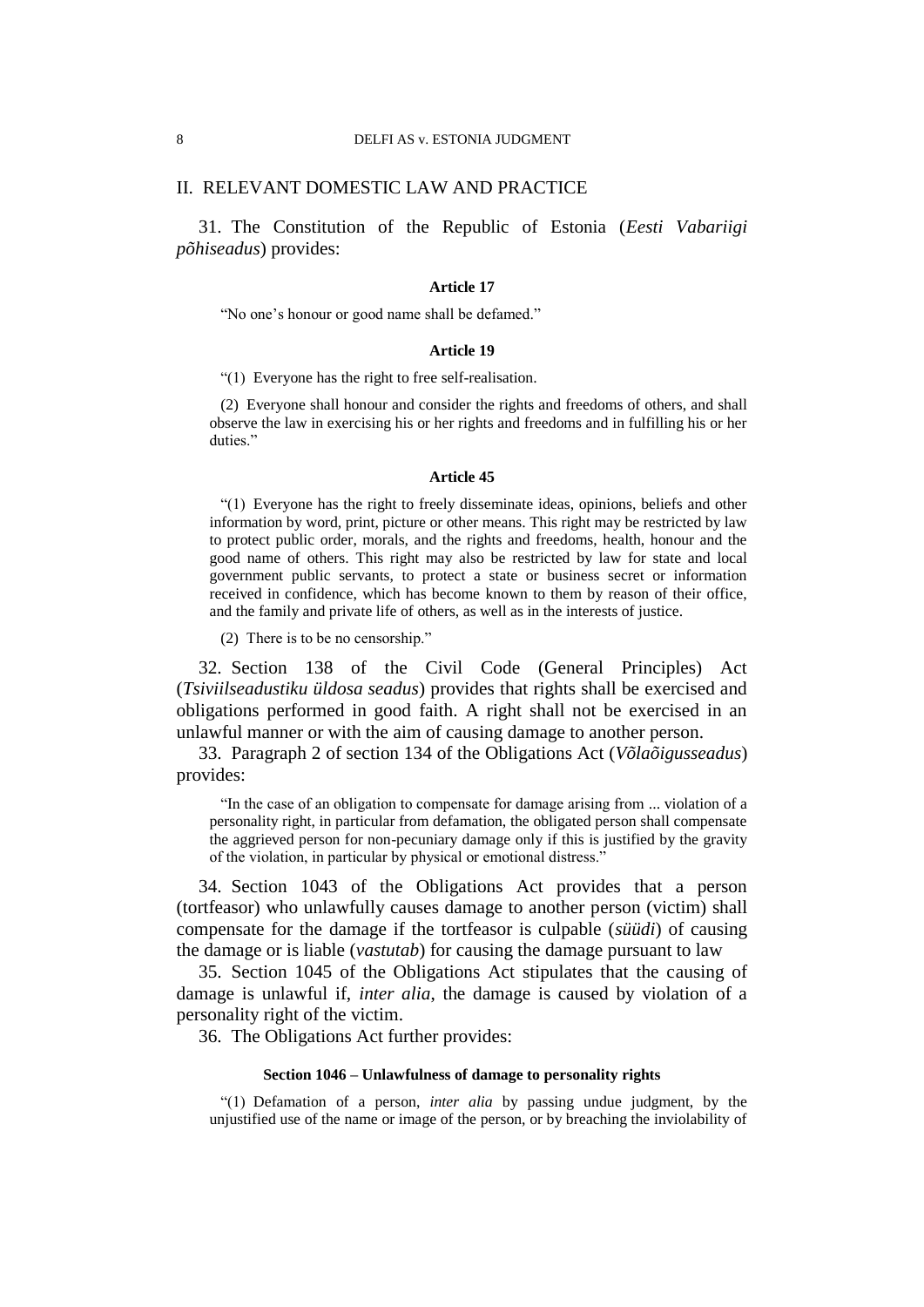## II. RELEVANT DOMESTIC LAW AND PRACTICE

31. The Constitution of the Republic of Estonia (*Eesti Vabariigi põhiseadus*) provides:

**Article 17**

"No one's honour or good name shall be defamed."

**Article 19**

"(1) Everyone has the right to free self-realisation.

(2) Everyone shall honour and consider the rights and freedoms of others, and shall observe the law in exercising his or her rights and freedoms and in fulfilling his or her duties."

**Article 45**

"(1) Everyone has the right to freely disseminate ideas, opinions, beliefs and other information by word, print, picture or other means. This right may be restricted by law to protect public order, morals, and the rights and freedoms, health, honour and the good name of others. This right may also be restricted by law for state and local government public servants, to protect a state or business secret or information received in confidence, which has become known to them by reason of their office, and the family and private life of others, as well as in the interests of justice.

(2) There is to be no censorship."

32. Section 138 of the Civil Code (General Principles) Act (*Tsiviilseadustiku üldosa seadus*) provides that rights shall be exercised and obligations performed in good faith. A right shall not be exercised in an unlawful manner or with the aim of causing damage to another person.

33. Paragraph 2 of section 134 of the Obligations Act (*Võlaõigusseadus*) provides:

"In the case of an obligation to compensate for damage arising from ... violation of a personality right, in particular from defamation, the obligated person shall compensate the aggrieved person for non-pecuniary damage only if this is justified by the gravity of the violation, in particular by physical or emotional distress."

34. Section 1043 of the Obligations Act provides that a person (tortfeasor) who unlawfully causes damage to another person (victim) shall compensate for the damage if the tortfeasor is culpable (*süüdi*) of causing the damage or is liable (*vastutab*) for causing the damage pursuant to law

35. Section 1045 of the Obligations Act stipulates that the causing of damage is unlawful if, *inter alia*, the damage is caused by violation of a personality right of the victim.

36. The Obligations Act further provides:

**Section 1046 – Unlawfulness of damage to personality rights**

"(1) Defamation of a person, *inter alia* by passing undue judgment, by the unjustified use of the name or image of the person, or by breaching the inviolability of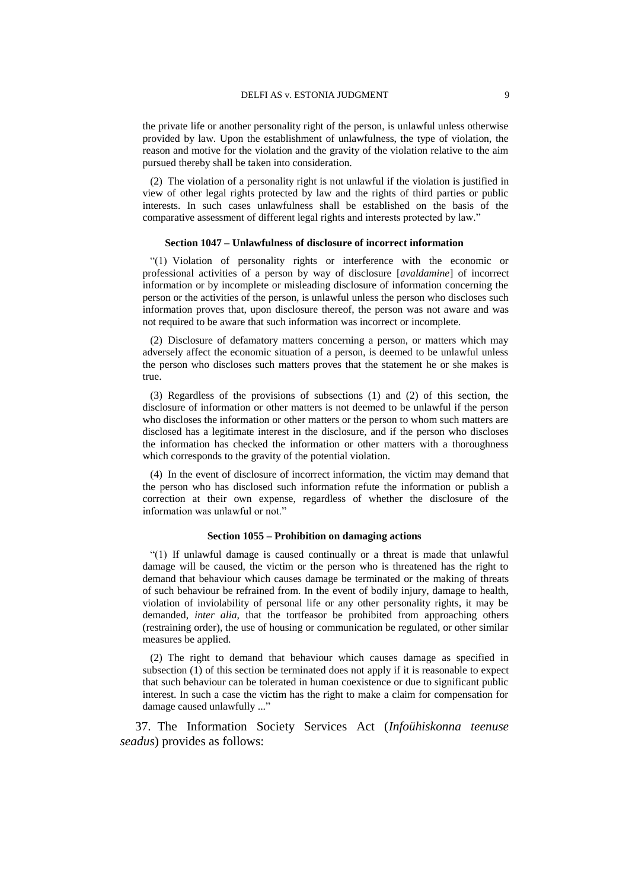the private life or another personality right of the person, is unlawful unless otherwise provided by law. Upon the establishment of unlawfulness, the type of violation, the reason and motive for the violation and the gravity of the violation relative to the aim pursued thereby shall be taken into consideration.

(2) The violation of a personality right is not unlawful if the violation is justified in view of other legal rights protected by law and the rights of third parties or public interests. In such cases unlawfulness shall be established on the basis of the comparative assessment of different legal rights and interests protected by law."

#### Section 1047 – Unlawfulness of disclosure of incorrect information

"(1) Violation of personality rights or interference with the economic or professional activities of a person by way of disclosure [*avaldamine*] of incorrect information or by incomplete or misleading disclosure of information concerning the person or the activities of the person, is unlawful unless the person who discloses such information proves that, upon disclosure thereof, the person was not aware and was not required to be aware that such information was incorrect or incomplete.

(2) Disclosure of defamatory matters concerning a person, or matters which may adversely affect the economic situation of a person, is deemed to be unlawful unless the person who discloses such matters proves that the statement he or she makes is true.

(3) Regardless of the provisions of subsections (1) and (2) of this section, the disclosure of information or other matters is not deemed to be unlawful if the person who discloses the information or other matters or the person to whom such matters are disclosed has a legitimate interest in the disclosure, and if the person who discloses the information has checked the information or other matters with a thoroughness which corresponds to the gravity of the potential violation.

(4) In the event of disclosure of incorrect information, the victim may demand that the person who has disclosed such information refute the information or publish a correction at their own expense, regardless of whether the disclosure of the information was unlawful or not."

#### Section 1055 – Prohibition on damaging actions

"(1) If unlawful damage is caused continually or a threat is made that unlawful damage will be caused, the victim or the person who is threatened has the right to demand that behaviour which causes damage be terminated or the making of threats of such behaviour be refrained from. In the event of bodily injury, damage to health, violation of inviolability of personal life or any other personality rights, it may be demanded, *inter alia*, that the tortfeasor be prohibited from approaching others (restraining order), the use of housing or communication be regulated, or other similar measures be applied.

(2) The right to demand that behaviour which causes damage as specified in subsection (1) of this section be terminated does not apply if it is reasonable to expect that such behaviour can be tolerated in human coexistence or due to significant public interest. In such a case the victim has the right to make a claim for compensation for damage caused unlawfully ..."

37. The Information Society Services Act (*Infoühiskonna teenuse seadus*) provides as follows: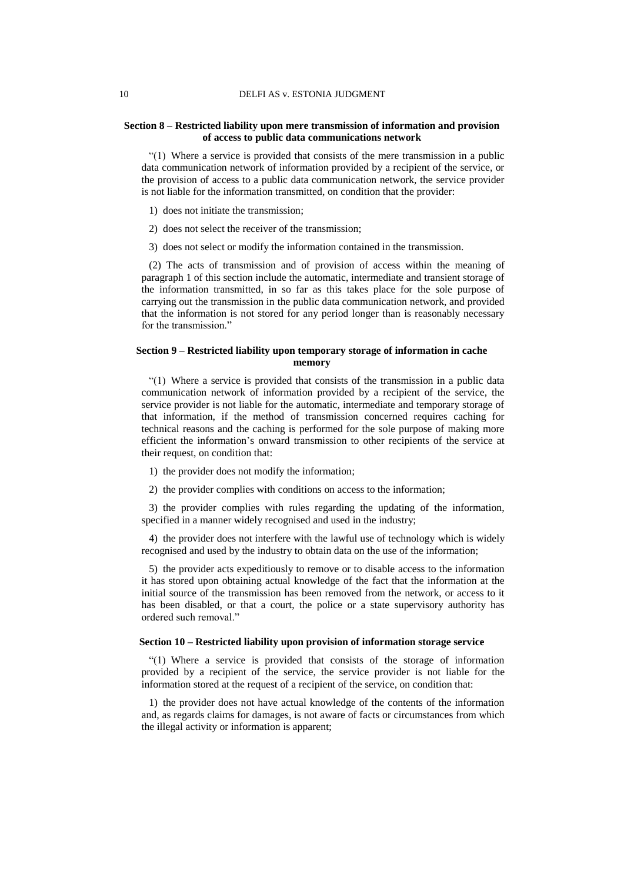#### Section 8 – Restricted liability upon mere transmission of information and provision of access to public data communications network

"(1) Where a service is provided that consists of the mere transmission in a public data communication network of information provided by a recipient of the service, or the provision of access to a public data communication network, the service provider is not liable for the information transmitted, on condition that the provider:

1) does not initiate the transmission;

2) does not select the receiver of the transmission;

3) does not select or modify the information contained in the transmission.

(2) The acts of transmission and of provision of access within the meaning of paragraph 1 of this section include the automatic, intermediate and transient storage of the information transmitted, in so far as this takes place for the sole purpose of carrying out the transmission in the public data communication network, and provided that the information is not stored for any period longer than is reasonably necessary for the transmission."

#### Section 9 – Restricted liability upon temporary storage of information in cache memory

"(1) Where a service is provided that consists of the transmission in a public data communication network of information provided by a recipient of the service, the service provider is not liable for the automatic, intermediate and temporary storage of that information, if the method of transmission concerned requires caching for technical reasons and the caching is performed for the sole purpose of making more efficient the information's onward transmission to other recipients of the service at their request, on condition that:

1) the provider does not modify the information;

2) the provider complies with conditions on access to the information;

3) the provider complies with rules regarding the updating of the information, specified in a manner widely recognised and used in the industry;

4) the provider does not interfere with the lawful use of technology which is widely recognised and used by the industry to obtain data on the use of the information;

5) the provider acts expeditiously to remove or to disable access to the information it has stored upon obtaining actual knowledge of the fact that the information at the initial source of the transmission has been removed from the network, or access to it has been disabled, or that a court, the police or a state supervisory authority has ordered such removal."

#### Section 10 – Restricted liability upon provision of information storage service

"(1) Where a service is provided that consists of the storage of information provided by a recipient of the service, the service provider is not liable for the information stored at the request of a recipient of the service, on condition that:

1) the provider does not have actual knowledge of the contents of the information and, as regards claims for damages, is not aware of facts or circumstances from which the illegal activity or information is apparent;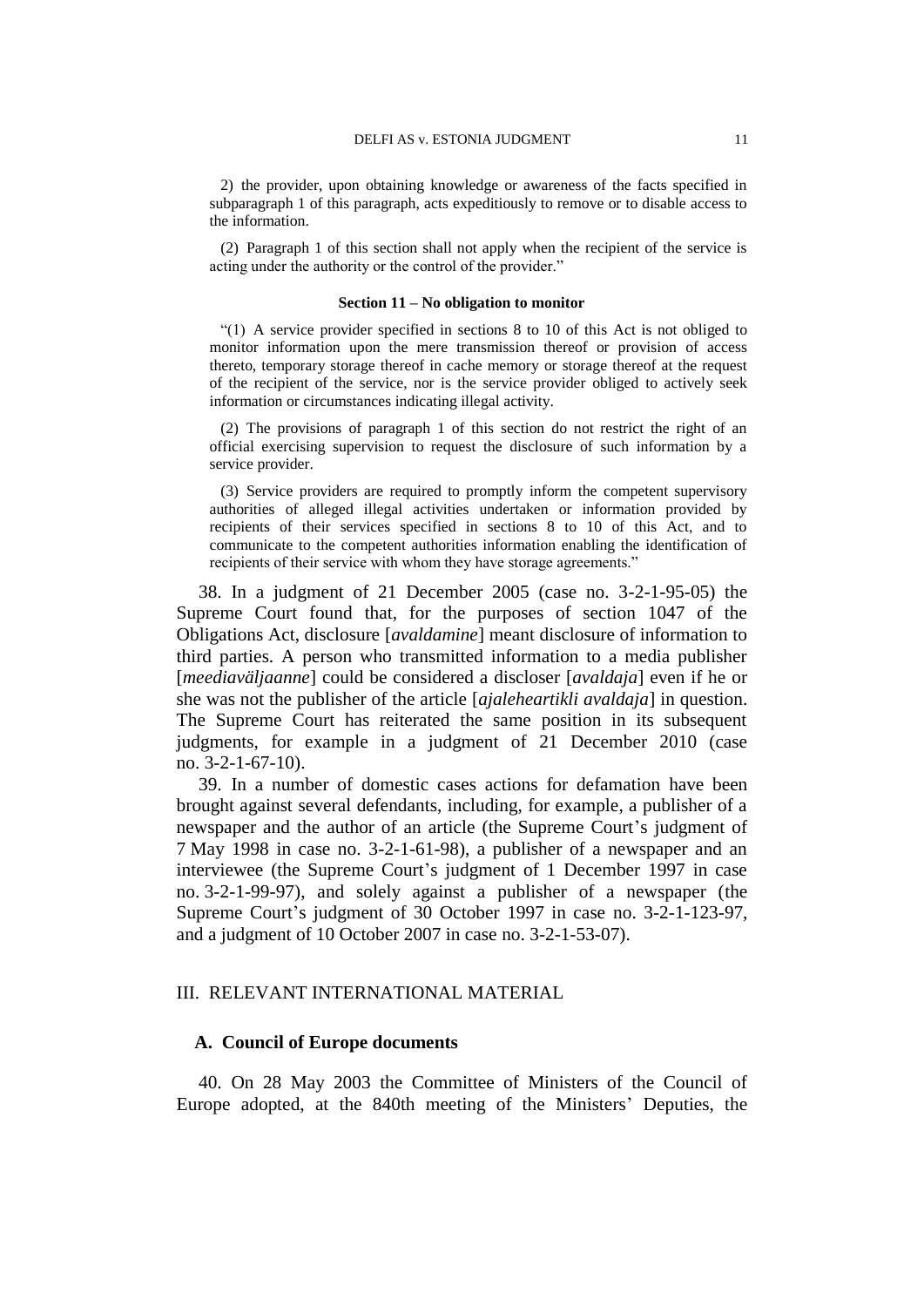2) the provider, upon obtaining knowledge or awareness of the facts specified in subparagraph 1 of this paragraph, acts expeditiously to remove or to disable access to the information.

(2) Paragraph 1 of this section shall not apply when the recipient of the service is acting under the authority or the control of the provider."

**Section 11 – No obligation to monitor**

"(1) A service provider specified in sections 8 to 10 of this Act is not obliged to monitor information upon the mere transmission thereof or provision of access thereto, temporary storage thereof in cache memory or storage thereof at the request of the recipient of the service, nor is the service provider obliged to actively seek information or circumstances indicating illegal activity.

(2) The provisions of paragraph 1 of this section do not restrict the right of an official exercising supervision to request the disclosure of such information by a service provider.

(3) Service providers are required to promptly inform the competent supervisory authorities of alleged illegal activities undertaken or information provided by recipients of their services specified in sections 8 to 10 of this Act, and to communicate to the competent authorities information enabling the identification of recipients of their service with whom they have storage agreements."

38. In a judgment of 21 December 2005 (case no. 3-2-1-95-05) the Supreme Court found that, for the purposes of section 1047 of the Obligations Act, disclosure [*avaldamine*] meant disclosure of information to third parties. A person who transmitted information to a media publisher [*meediaväljaanne*] could be considered a discloser [*avaldaja*] even if he or she was not the publisher of the article [*ajaleheartikli avaldaja*] in question. The Supreme Court has reiterated the same position in its subsequent judgments, for example in a judgment of 21 December 2010 (case no. 3-2-1-67-10).

39. In a number of domestic cases actions for defamation have been brought against several defendants, including, for example, a publisher of a newspaper and the author of an article (the Supreme Court's judgment of 7 May 1998 in case no. 3-2-1-61-98), a publisher of a newspaper and an interviewee (the Supreme Court's judgment of 1 December 1997 in case no. 3-2-1-99-97), and solely against a publisher of a newspaper (the Supreme Court's judgment of 30 October 1997 in case no. 3-2-1-123-97, and a judgment of 10 October 2007 in case no. 3-2-1-53-07).

## III. RELEVANT INTERNATIONAL MATERIAL

### A. Council of Europe documents

40. On 28 May 2003 the Committee of Ministers of the Council of Europe adopted, at the 840th meeting of the Ministers' Deputies, the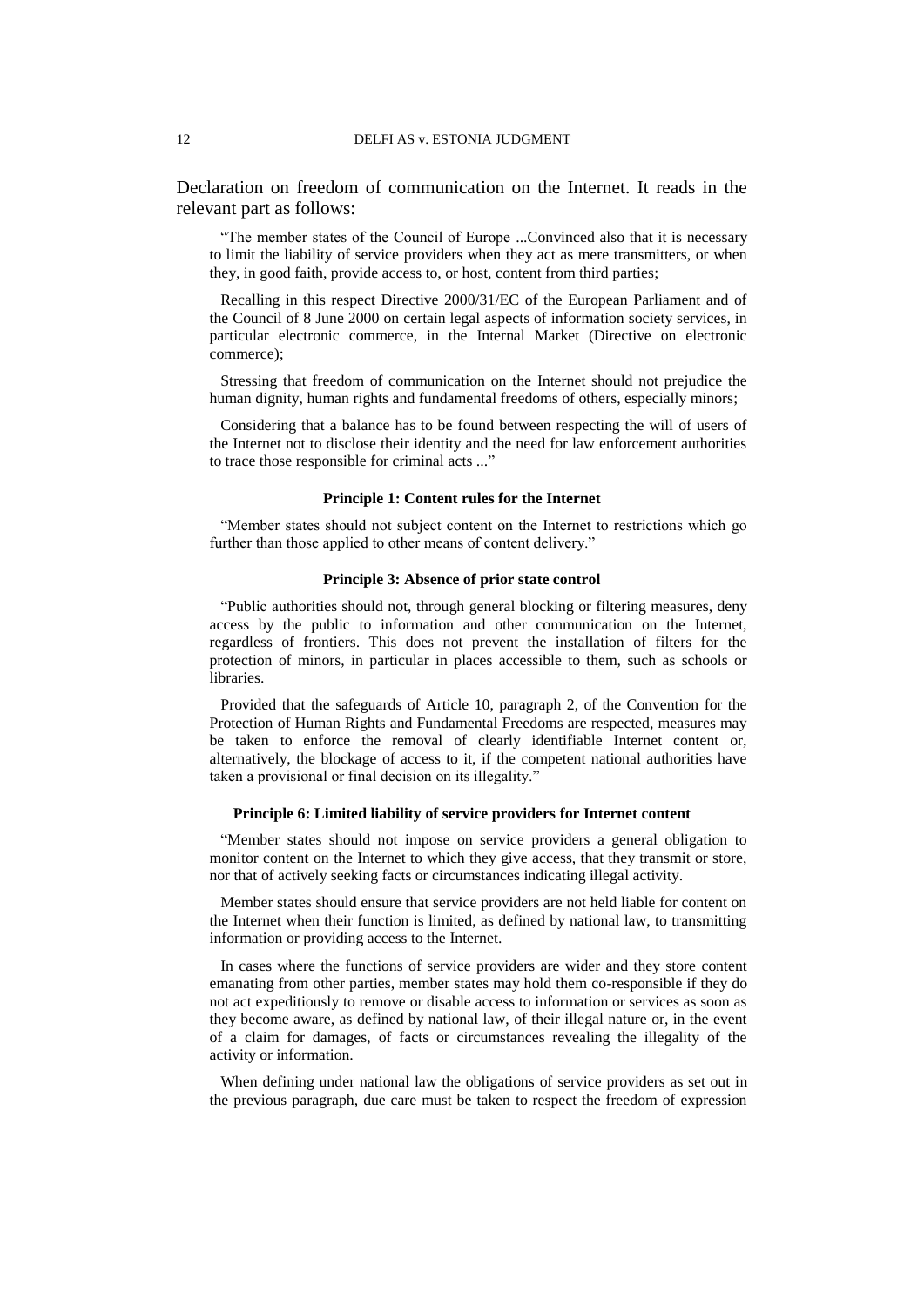Declaration on freedom of communication on the Internet. It reads in the relevant part as follows:

> "The member states of the Council of Europe ...Convinced also that it is necessary to limit the liability of service providers when they act as mere transmitters, or when they, in good faith, provide access to, or host, content from third parties;
>
> Recalling in this respect Directive 2000/31/EC of the European Parliament and of the Council of 8 June 2000 on certain legal aspects of information society services, in particular electronic commerce, in the Internal Market (Directive on electronic commerce);
>
> Stressing that freedom of communication on the Internet should not prejudice the human dignity, human rights and fundamental freedoms of others, especially minors;
>
> Considering that a balance has to be found between respecting the will of users of the Internet not to disclose their identity and the need for law enforcement authorities to trace those responsible for criminal acts ..."

**Principle 1: Content rules for the Internet**

> "Member states should not subject content on the Internet to restrictions which go further than those applied to other means of content delivery."

**Principle 3: Absence of prior state control**

> "Public authorities should not, through general blocking or filtering measures, deny access by the public to information and other communication on the Internet, regardless of frontiers. This does not prevent the installation of filters for the protection of minors, in particular in places accessible to them, such as schools or libraries.
>
> Provided that the safeguards of Article 10, paragraph 2, of the Convention for the Protection of Human Rights and Fundamental Freedoms are respected, measures may be taken to enforce the removal of clearly identifiable Internet content or, alternatively, the blockage of access to it, if the competent national authorities have taken a provisional or final decision on its illegality."

**Principle 6: Limited liability of service providers for Internet content**

> "Member states should not impose on service providers a general obligation to monitor content on the Internet to which they give access, that they transmit or store, nor that of actively seeking facts or circumstances indicating illegal activity.
>
> Member states should ensure that service providers are not held liable for content on the Internet when their function is limited, as defined by national law, to transmitting information or providing access to the Internet.
>
> In cases where the functions of service providers are wider and they store content emanating from other parties, member states may hold them co-responsible if they do not act expeditiously to remove or disable access to information or services as soon as they become aware, as defined by national law, of their illegal nature or, in the event of a claim for damages, of facts or circumstances revealing the illegality of the activity or information.
>
> When defining under national law the obligations of service providers as set out in the previous paragraph, due care must be taken to respect the freedom of expression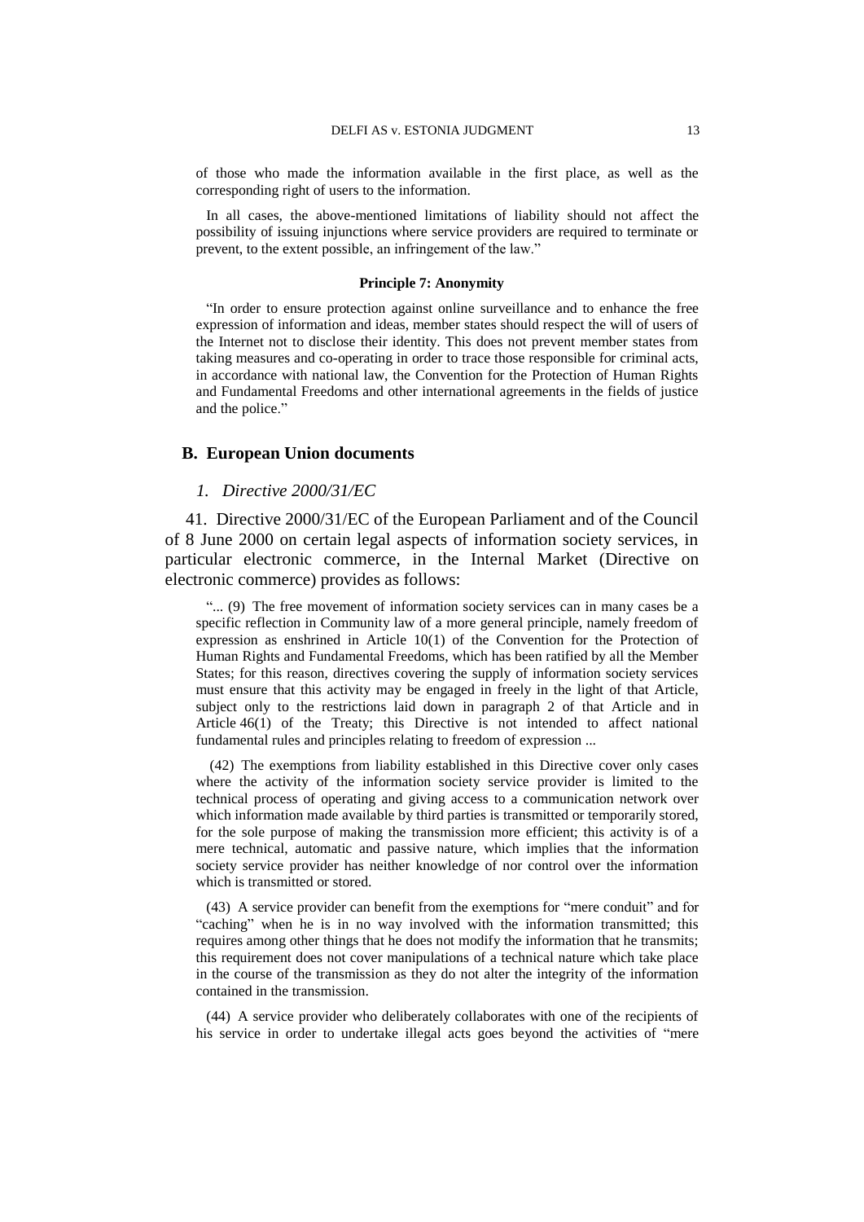of those who made the information available in the first place, as well as the corresponding right of users to the information.

In all cases, the above-mentioned limitations of liability should not affect the possibility of issuing injunctions where service providers are required to terminate or prevent, to the extent possible, an infringement of the law."

**Principle 7: Anonymity**

"In order to ensure protection against online surveillance and to enhance the free expression of information and ideas, member states should respect the will of users of the Internet not to disclose their identity. This does not prevent member states from taking measures and co-operating in order to trace those responsible for criminal acts, in accordance with national law, the Convention for the Protection of Human Rights and Fundamental Freedoms and other international agreements in the fields of justice and the police."

## B. European Union documents

### *1. Directive 2000/31/EC*

41. Directive 2000/31/EC of the European Parliament and of the Council of 8 June 2000 on certain legal aspects of information society services, in particular electronic commerce, in the Internal Market (Directive on electronic commerce) provides as follows:

"... (9) The free movement of information society services can in many cases be a specific reflection in Community law of a more general principle, namely freedom of expression as enshrined in Article 10(1) of the Convention for the Protection of Human Rights and Fundamental Freedoms, which has been ratified by all the Member States; for this reason, directives covering the supply of information society services must ensure that this activity may be engaged in freely in the light of that Article, subject only to the restrictions laid down in paragraph 2 of that Article and in Article 46(1) of the Treaty; this Directive is not intended to affect national fundamental rules and principles relating to freedom of expression ...

(42) The exemptions from liability established in this Directive cover only cases where the activity of the information society service provider is limited to the technical process of operating and giving access to a communication network over which information made available by third parties is transmitted or temporarily stored, for the sole purpose of making the transmission more efficient; this activity is of a mere technical, automatic and passive nature, which implies that the information society service provider has neither knowledge of nor control over the information which is transmitted or stored.

(43) A service provider can benefit from the exemptions for "mere conduit" and for "caching" when he is in no way involved with the information transmitted; this requires among other things that he does not modify the information that he transmits; this requirement does not cover manipulations of a technical nature which take place in the course of the transmission as they do not alter the integrity of the information contained in the transmission.

(44) A service provider who deliberately collaborates with one of the recipients of his service in order to undertake illegal acts goes beyond the activities of "mere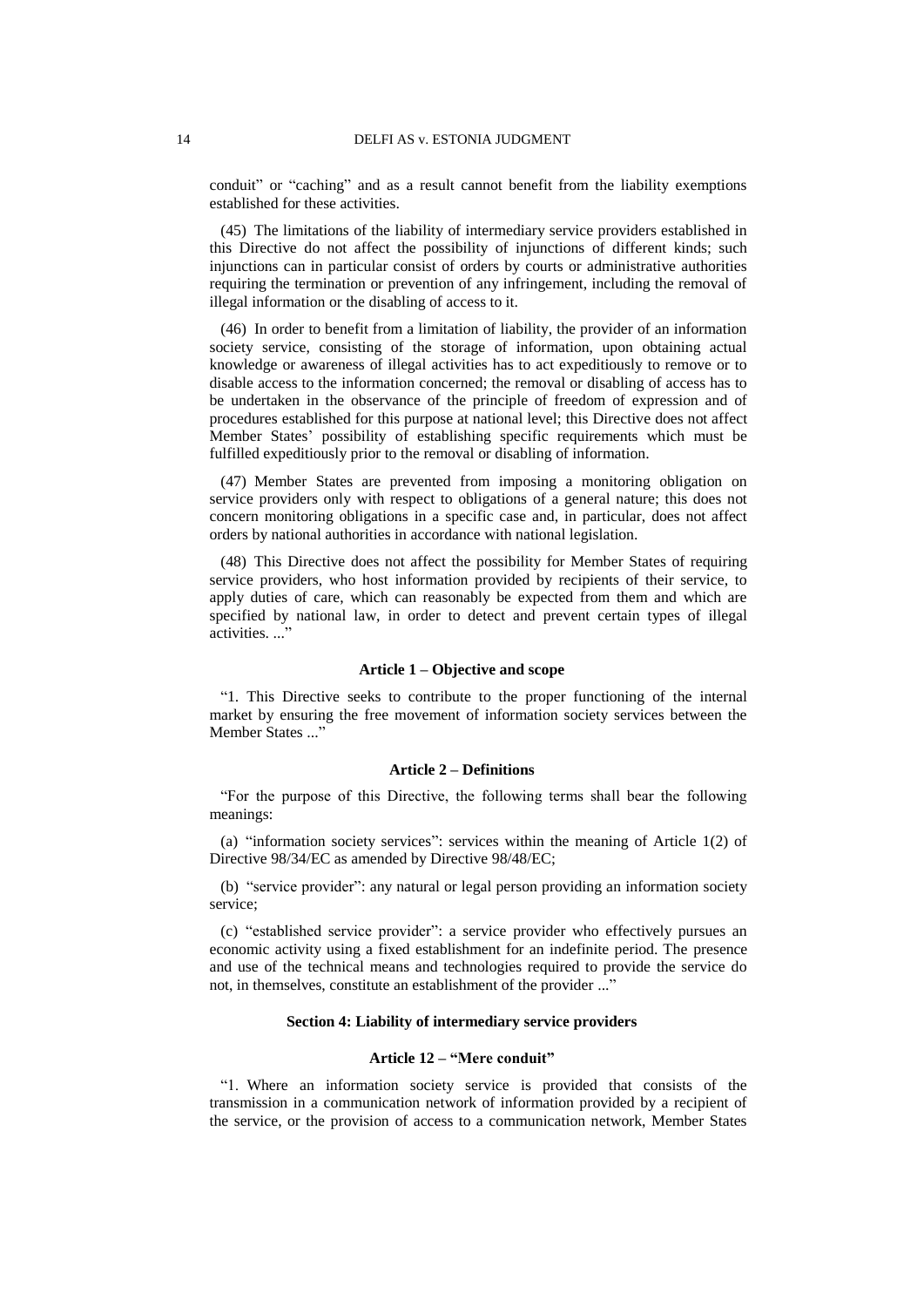conduit" or "caching" and as a result cannot benefit from the liability exemptions established for these activities.

(45) The limitations of the liability of intermediary service providers established in this Directive do not affect the possibility of injunctions of different kinds; such injunctions can in particular consist of orders by courts or administrative authorities requiring the termination or prevention of any infringement, including the removal of illegal information or the disabling of access to it.

(46) In order to benefit from a limitation of liability, the provider of an information society service, consisting of the storage of information, upon obtaining actual knowledge or awareness of illegal activities has to act expeditiously to remove or to disable access to the information concerned; the removal or disabling of access has to be undertaken in the observance of the principle of freedom of expression and of procedures established for this purpose at national level; this Directive does not affect Member States' possibility of establishing specific requirements which must be fulfilled expeditiously prior to the removal or disabling of information.

(47) Member States are prevented from imposing a monitoring obligation on service providers only with respect to obligations of a general nature; this does not concern monitoring obligations in a specific case and, in particular, does not affect orders by national authorities in accordance with national legislation.

(48) This Directive does not affect the possibility for Member States of requiring service providers, who host information provided by recipients of their service, to apply duties of care, which can reasonably be expected from them and which are specified by national law, in order to detect and prevent certain types of illegal activities. ..."

#### Article 1 – Objective and scope

"1. This Directive seeks to contribute to the proper functioning of the internal market by ensuring the free movement of information society services between the Member States ..."

#### Article 2 – Definitions

"For the purpose of this Directive, the following terms shall bear the following meanings:

(a) "information society services": services within the meaning of Article 1(2) of Directive 98/34/EC as amended by Directive 98/48/EC;

(b) "service provider": any natural or legal person providing an information society service;

(c) "established service provider": a service provider who effectively pursues an economic activity using a fixed establishment for an indefinite period. The presence and use of the technical means and technologies required to provide the service do not, in themselves, constitute an establishment of the provider ..."

#### Section 4: Liability of intermediary service providers

#### Article 12 – "Mere conduit"

"1. Where an information society service is provided that consists of the transmission in a communication network of information provided by a recipient of the service, or the provision of access to a communication network, Member States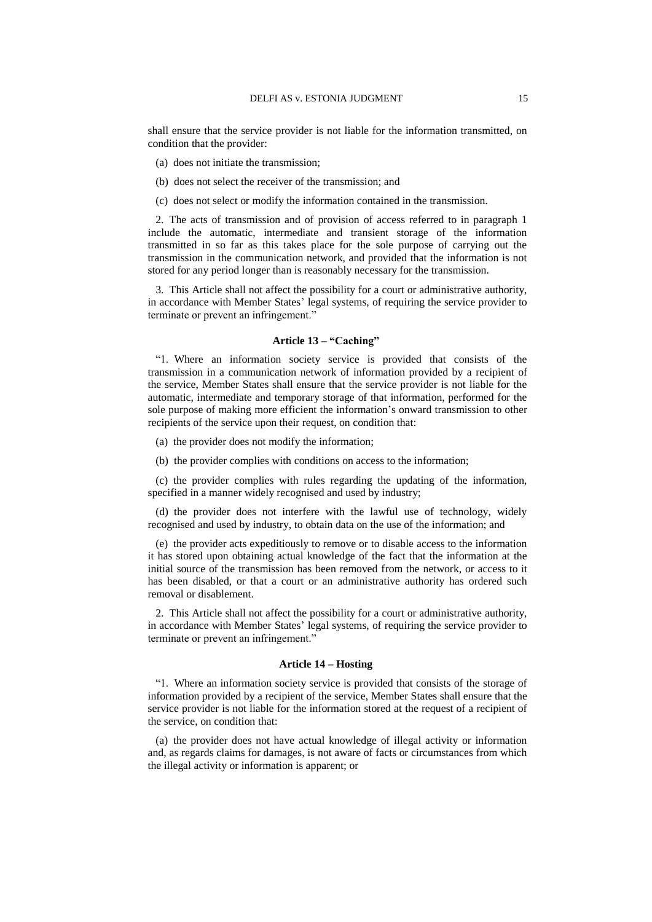shall ensure that the service provider is not liable for the information transmitted, on condition that the provider:

(a) does not initiate the transmission;

(b) does not select the receiver of the transmission; and

(c) does not select or modify the information contained in the transmission.

2. The acts of transmission and of provision of access referred to in paragraph 1 include the automatic, intermediate and transient storage of the information transmitted in so far as this takes place for the sole purpose of carrying out the transmission in the communication network, and provided that the information is not stored for any period longer than is reasonably necessary for the transmission.

3. This Article shall not affect the possibility for a court or administrative authority, in accordance with Member States' legal systems, of requiring the service provider to terminate or prevent an infringement."

### Article 13 – "Caching"

"1. Where an information society service is provided that consists of the transmission in a communication network of information provided by a recipient of the service, Member States shall ensure that the service provider is not liable for the automatic, intermediate and temporary storage of that information, performed for the sole purpose of making more efficient the information's onward transmission to other recipients of the service upon their request, on condition that:

(a) the provider does not modify the information;

(b) the provider complies with conditions on access to the information;

(c) the provider complies with rules regarding the updating of the information, specified in a manner widely recognised and used by industry;

(d) the provider does not interfere with the lawful use of technology, widely recognised and used by industry, to obtain data on the use of the information; and

(e) the provider acts expeditiously to remove or to disable access to the information it has stored upon obtaining actual knowledge of the fact that the information at the initial source of the transmission has been removed from the network, or access to it has been disabled, or that a court or an administrative authority has ordered such removal or disablement.

2. This Article shall not affect the possibility for a court or administrative authority, in accordance with Member States' legal systems, of requiring the service provider to terminate or prevent an infringement."

### Article 14 – Hosting

"1. Where an information society service is provided that consists of the storage of information provided by a recipient of the service, Member States shall ensure that the service provider is not liable for the information stored at the request of a recipient of the service, on condition that:

(a) the provider does not have actual knowledge of illegal activity or information and, as regards claims for damages, is not aware of facts or circumstances from which the illegal activity or information is apparent; or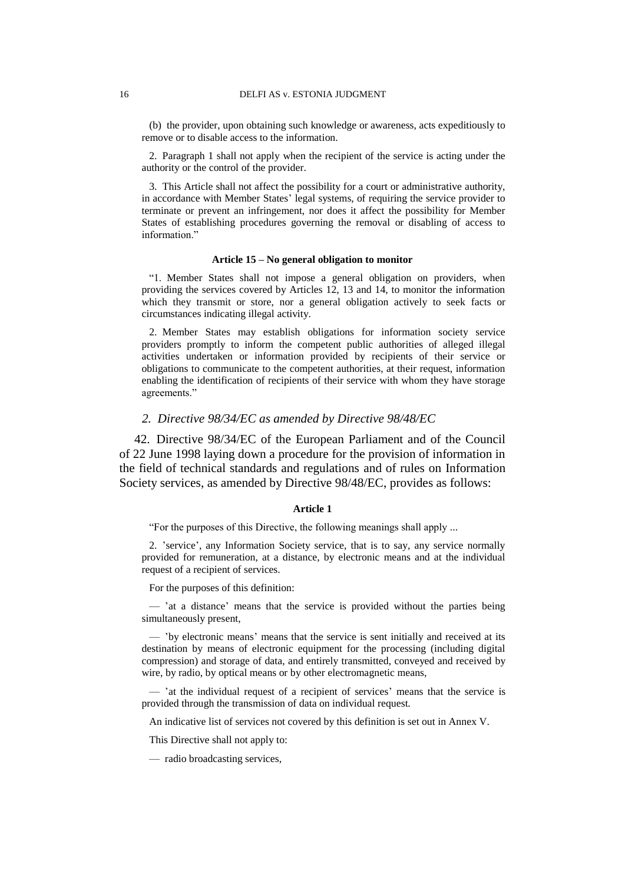(b) the provider, upon obtaining such knowledge or awareness, acts expeditiously to remove or to disable access to the information.

2. Paragraph 1 shall not apply when the recipient of the service is acting under the authority or the control of the provider.

3. This Article shall not affect the possibility for a court or administrative authority, in accordance with Member States' legal systems, of requiring the service provider to terminate or prevent an infringement, nor does it affect the possibility for Member States of establishing procedures governing the removal or disabling of access to information."

**Article 15 – No general obligation to monitor**

"1. Member States shall not impose a general obligation on providers, when providing the services covered by Articles 12, 13 and 14, to monitor the information which they transmit or store, nor a general obligation actively to seek facts or circumstances indicating illegal activity.

2. Member States may establish obligations for information society service providers promptly to inform the competent public authorities of alleged illegal activities undertaken or information provided by recipients of their service or obligations to communicate to the competent authorities, at their request, information enabling the identification of recipients of their service with whom they have storage agreements."

### *2. Directive 98/34/EC as amended by Directive 98/48/EC*

42. Directive 98/34/EC of the European Parliament and of the Council of 22 June 1998 laying down a procedure for the provision of information in the field of technical standards and regulations and of rules on Information Society services, as amended by Directive 98/48/EC, provides as follows:

**Article 1**

"For the purposes of this Directive, the following meanings shall apply ...

2. 'service', any Information Society service, that is to say, any service normally provided for remuneration, at a distance, by electronic means and at the individual request of a recipient of services.

For the purposes of this definition:

— 'at a distance' means that the service is provided without the parties being simultaneously present,

— 'by electronic means' means that the service is sent initially and received at its destination by means of electronic equipment for the processing (including digital compression) and storage of data, and entirely transmitted, conveyed and received by wire, by radio, by optical means or by other electromagnetic means,

— 'at the individual request of a recipient of services' means that the service is provided through the transmission of data on individual request.

An indicative list of services not covered by this definition is set out in Annex V.

This Directive shall not apply to:

— radio broadcasting services,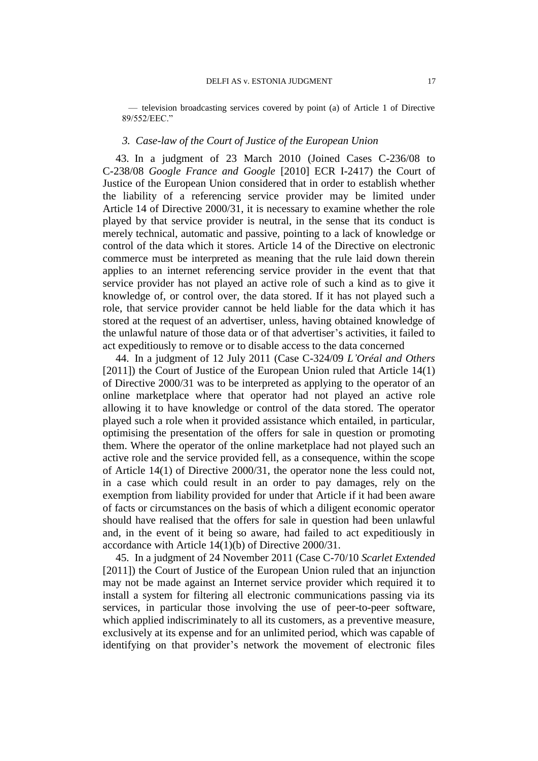— television broadcasting services covered by point (a) of Article 1 of Directive 89/552/EEC."

### *3. Case-law of the Court of Justice of the European Union*

43. In a judgment of 23 March 2010 (Joined Cases C-236/08 to C-238/08 *Google France and Google* [2010] ECR I-2417) the Court of Justice of the European Union considered that in order to establish whether the liability of a referencing service provider may be limited under Article 14 of Directive 2000/31, it is necessary to examine whether the role played by that service provider is neutral, in the sense that its conduct is merely technical, automatic and passive, pointing to a lack of knowledge or control of the data which it stores. Article 14 of the Directive on electronic commerce must be interpreted as meaning that the rule laid down therein applies to an internet referencing service provider in the event that that service provider has not played an active role of such a kind as to give it knowledge of, or control over, the data stored. If it has not played such a role, that service provider cannot be held liable for the data which it has stored at the request of an advertiser, unless, having obtained knowledge of the unlawful nature of those data or of that advertiser's activities, it failed to act expeditiously to remove or to disable access to the data concerned

44. In a judgment of 12 July 2011 (Case C-324/09 *L'Oréal and Others* [2011]) the Court of Justice of the European Union ruled that Article 14(1) of Directive 2000/31 was to be interpreted as applying to the operator of an online marketplace where that operator had not played an active role allowing it to have knowledge or control of the data stored. The operator played such a role when it provided assistance which entailed, in particular, optimising the presentation of the offers for sale in question or promoting them. Where the operator of the online marketplace had not played such an active role and the service provided fell, as a consequence, within the scope of Article 14(1) of Directive 2000/31, the operator none the less could not, in a case which could result in an order to pay damages, rely on the exemption from liability provided for under that Article if it had been aware of facts or circumstances on the basis of which a diligent economic operator should have realised that the offers for sale in question had been unlawful and, in the event of it being so aware, had failed to act expeditiously in accordance with Article 14(1)(b) of Directive 2000/31.

45. In a judgment of 24 November 2011 (Case C-70/10 *Scarlet Extended* [2011]) the Court of Justice of the European Union ruled that an injunction may not be made against an Internet service provider which required it to install a system for filtering all electronic communications passing via its services, in particular those involving the use of peer-to-peer software, which applied indiscriminately to all its customers, as a preventive measure, exclusively at its expense and for an unlimited period, which was capable of identifying on that provider's network the movement of electronic files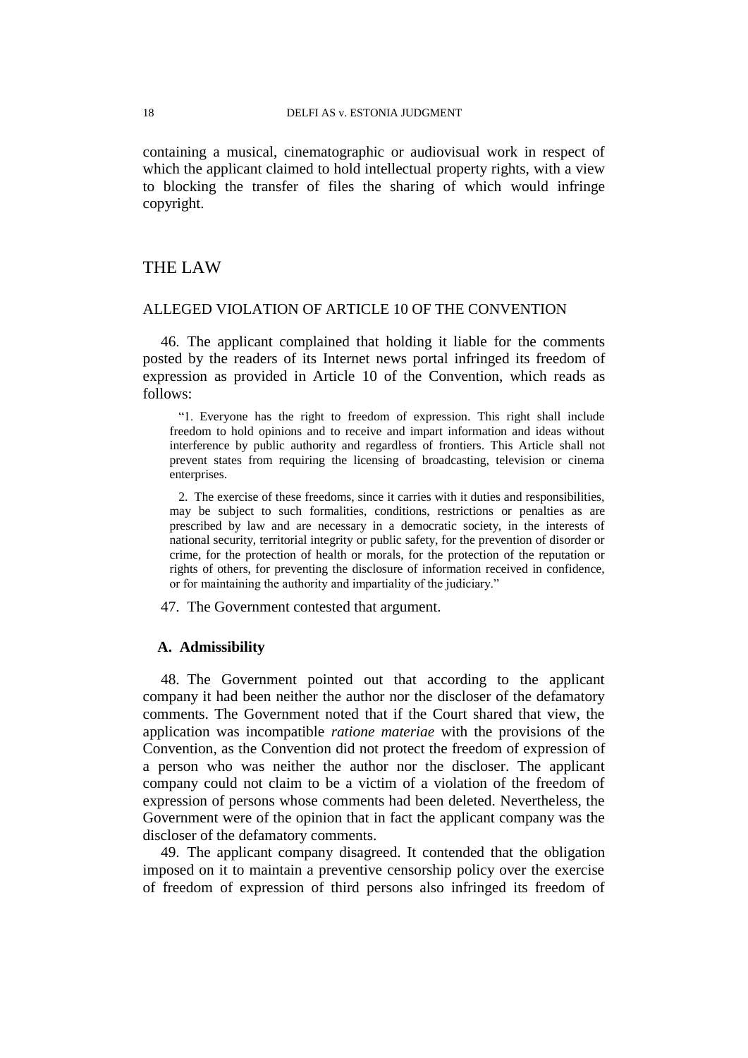containing a musical, cinematographic or audiovisual work in respect of which the applicant claimed to hold intellectual property rights, with a view to blocking the transfer of files the sharing of which would infringe copyright.

# THE LAW

## ALLEGED VIOLATION OF ARTICLE 10 OF THE CONVENTION

46. The applicant complained that holding it liable for the comments posted by the readers of its Internet news portal infringed its freedom of expression as provided in Article 10 of the Convention, which reads as follows:

> "1. Everyone has the right to freedom of expression. This right shall include freedom to hold opinions and to receive and impart information and ideas without interference by public authority and regardless of frontiers. This Article shall not prevent states from requiring the licensing of broadcasting, television or cinema enterprises.
>
> 2. The exercise of these freedoms, since it carries with it duties and responsibilities, may be subject to such formalities, conditions, restrictions or penalties as are prescribed by law and are necessary in a democratic society, in the interests of national security, territorial integrity or public safety, for the prevention of disorder or crime, for the protection of health or morals, for the protection of the reputation or rights of others, for preventing the disclosure of information received in confidence, or for maintaining the authority and impartiality of the judiciary."

47. The Government contested that argument.

### A. Admissibility

48. The Government pointed out that according to the applicant company it had been neither the author nor the discloser of the defamatory comments. The Government noted that if the Court shared that view, the application was incompatible *ratione materiae* with the provisions of the Convention, as the Convention did not protect the freedom of expression of a person who was neither the author nor the discloser. The applicant company could not claim to be a victim of a violation of the freedom of expression of persons whose comments had been deleted. Nevertheless, the Government were of the opinion that in fact the applicant company was the discloser of the defamatory comments.

49. The applicant company disagreed. It contended that the obligation imposed on it to maintain a preventive censorship policy over the exercise of freedom of expression of third persons also infringed its freedom of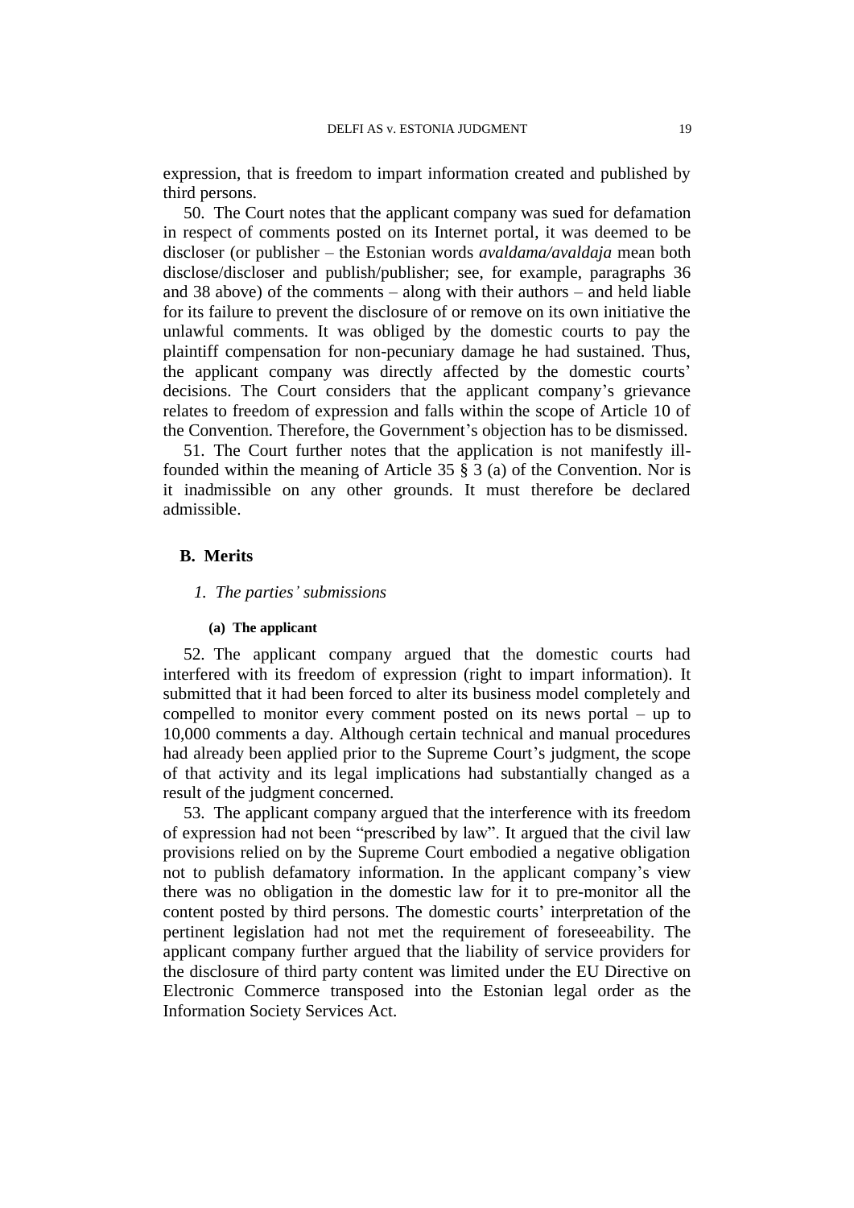expression, that is freedom to impart information created and published by third persons.

50. The Court notes that the applicant company was sued for defamation in respect of comments posted on its Internet portal, it was deemed to be discloser (or publisher – the Estonian words *avaldama/avaldaja* mean both disclose/discloser and publish/publisher; see, for example, paragraphs 36 and 38 above) of the comments – along with their authors – and held liable for its failure to prevent the disclosure of or remove on its own initiative the unlawful comments. It was obliged by the domestic courts to pay the plaintiff compensation for non-pecuniary damage he had sustained. Thus, the applicant company was directly affected by the domestic courts' decisions. The Court considers that the applicant company's grievance relates to freedom of expression and falls within the scope of Article 10 of the Convention. Therefore, the Government's objection has to be dismissed.

51. The Court further notes that the application is not manifestly ill-founded within the meaning of Article 35 § 3 (a) of the Convention. Nor is it inadmissible on any other grounds. It must therefore be declared admissible.

## B. Merits

### *1. The parties' submissions*

#### (a) The applicant

52. The applicant company argued that the domestic courts had interfered with its freedom of expression (right to impart information). It submitted that it had been forced to alter its business model completely and compelled to monitor every comment posted on its news portal – up to 10,000 comments a day. Although certain technical and manual procedures had already been applied prior to the Supreme Court's judgment, the scope of that activity and its legal implications had substantially changed as a result of the judgment concerned.

53. The applicant company argued that the interference with its freedom of expression had not been "prescribed by law". It argued that the civil law provisions relied on by the Supreme Court embodied a negative obligation not to publish defamatory information. In the applicant company's view there was no obligation in the domestic law for it to pre-monitor all the content posted by third persons. The domestic courts' interpretation of the pertinent legislation had not met the requirement of foreseeability. The applicant company further argued that the liability of service providers for the disclosure of third party content was limited under the EU Directive on Electronic Commerce transposed into the Estonian legal order as the Information Society Services Act.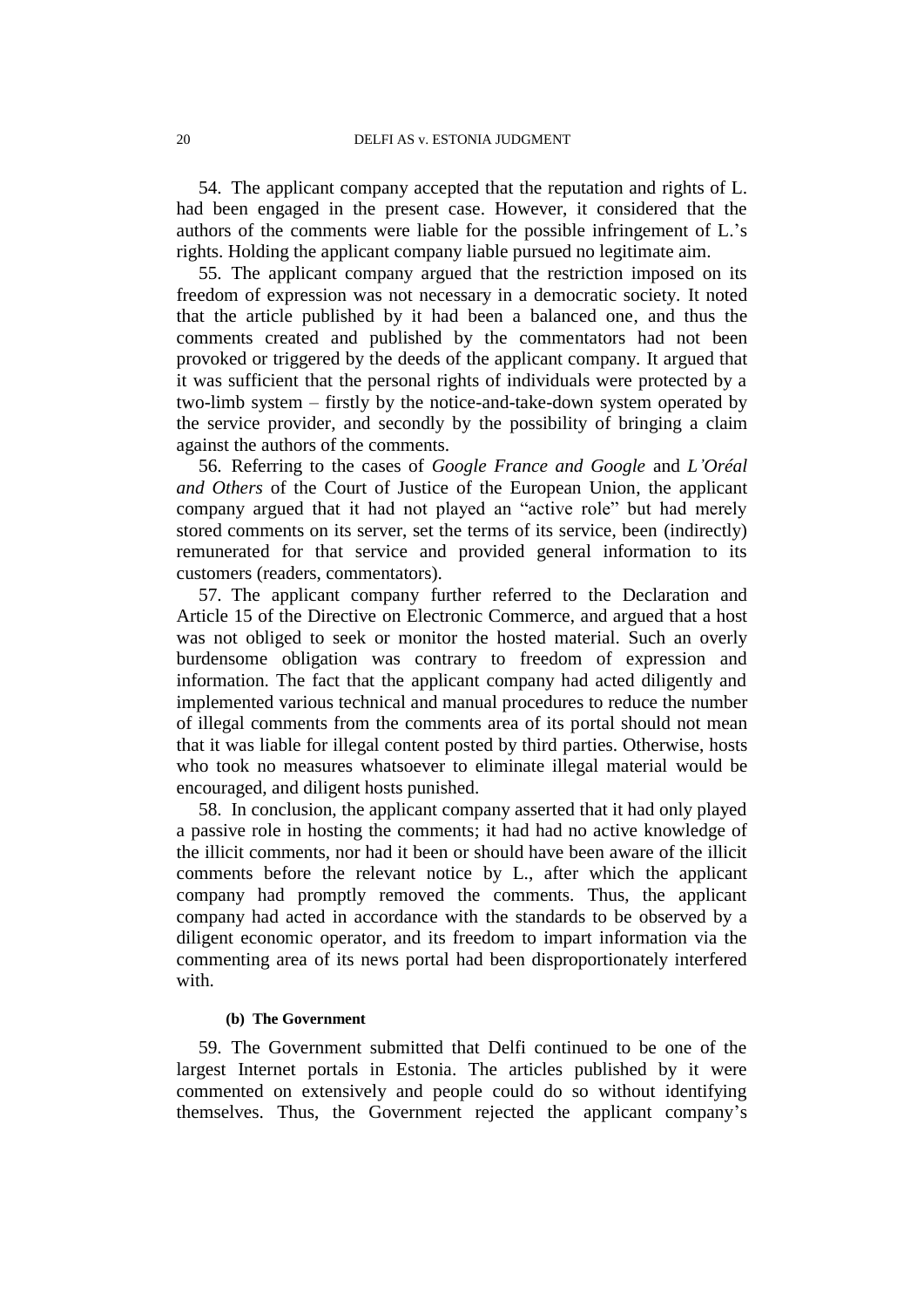54. The applicant company accepted that the reputation and rights of L. had been engaged in the present case. However, it considered that the authors of the comments were liable for the possible infringement of L.'s rights. Holding the applicant company liable pursued no legitimate aim.

55. The applicant company argued that the restriction imposed on its freedom of expression was not necessary in a democratic society. It noted that the article published by it had been a balanced one, and thus the comments created and published by the commentators had not been provoked or triggered by the deeds of the applicant company. It argued that it was sufficient that the personal rights of individuals were protected by a two-limb system – firstly by the notice-and-take-down system operated by the service provider, and secondly by the possibility of bringing a claim against the authors of the comments.

56. Referring to the cases of *Google France and Google* and *L'Oréal and Others* of the Court of Justice of the European Union, the applicant company argued that it had not played an "active role" but had merely stored comments on its server, set the terms of its service, been (indirectly) remunerated for that service and provided general information to its customers (readers, commentators).

57. The applicant company further referred to the Declaration and Article 15 of the Directive on Electronic Commerce, and argued that a host was not obliged to seek or monitor the hosted material. Such an overly burdensome obligation was contrary to freedom of expression and information. The fact that the applicant company had acted diligently and implemented various technical and manual procedures to reduce the number of illegal comments from the comments area of its portal should not mean that it was liable for illegal content posted by third parties. Otherwise, hosts who took no measures whatsoever to eliminate illegal material would be encouraged, and diligent hosts punished.

58. In conclusion, the applicant company asserted that it had only played a passive role in hosting the comments; it had had no active knowledge of the illicit comments, nor had it been or should have been aware of the illicit comments before the relevant notice by L., after which the applicant company had promptly removed the comments. Thus, the applicant company had acted in accordance with the standards to be observed by a diligent economic operator, and its freedom to impart information via the commenting area of its news portal had been disproportionately interfered with.

#### (b) The Government

59. The Government submitted that Delfi continued to be one of the largest Internet portals in Estonia. The articles published by it were commented on extensively and people could do so without identifying themselves. Thus, the Government rejected the applicant company's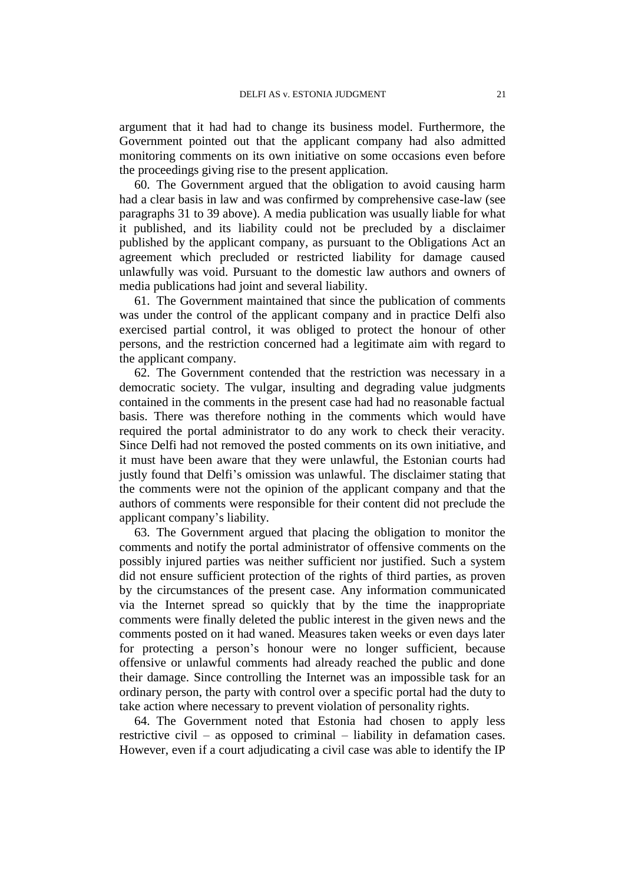argument that it had had to change its business model. Furthermore, the Government pointed out that the applicant company had also admitted monitoring comments on its own initiative on some occasions even before the proceedings giving rise to the present application.

60. The Government argued that the obligation to avoid causing harm had a clear basis in law and was confirmed by comprehensive case-law (see paragraphs 31 to 39 above). A media publication was usually liable for what it published, and its liability could not be precluded by a disclaimer published by the applicant company, as pursuant to the Obligations Act an agreement which precluded or restricted liability for damage caused unlawfully was void. Pursuant to the domestic law authors and owners of media publications had joint and several liability.

61. The Government maintained that since the publication of comments was under the control of the applicant company and in practice Delfi also exercised partial control, it was obliged to protect the honour of other persons, and the restriction concerned had a legitimate aim with regard to the applicant company.

62. The Government contended that the restriction was necessary in a democratic society. The vulgar, insulting and degrading value judgments contained in the comments in the present case had had no reasonable factual basis. There was therefore nothing in the comments which would have required the portal administrator to do any work to check their veracity. Since Delfi had not removed the posted comments on its own initiative, and it must have been aware that they were unlawful, the Estonian courts had justly found that Delfi's omission was unlawful. The disclaimer stating that the comments were not the opinion of the applicant company and that the authors of comments were responsible for their content did not preclude the applicant company's liability.

63. The Government argued that placing the obligation to monitor the comments and notify the portal administrator of offensive comments on the possibly injured parties was neither sufficient nor justified. Such a system did not ensure sufficient protection of the rights of third parties, as proven by the circumstances of the present case. Any information communicated via the Internet spread so quickly that by the time the inappropriate comments were finally deleted the public interest in the given news and the comments posted on it had waned. Measures taken weeks or even days later for protecting a person's honour were no longer sufficient, because offensive or unlawful comments had already reached the public and done their damage. Since controlling the Internet was an impossible task for an ordinary person, the party with control over a specific portal had the duty to take action where necessary to prevent violation of personality rights.

64. The Government noted that Estonia had chosen to apply less restrictive civil – as opposed to criminal – liability in defamation cases. However, even if a court adjudicating a civil case was able to identify the IP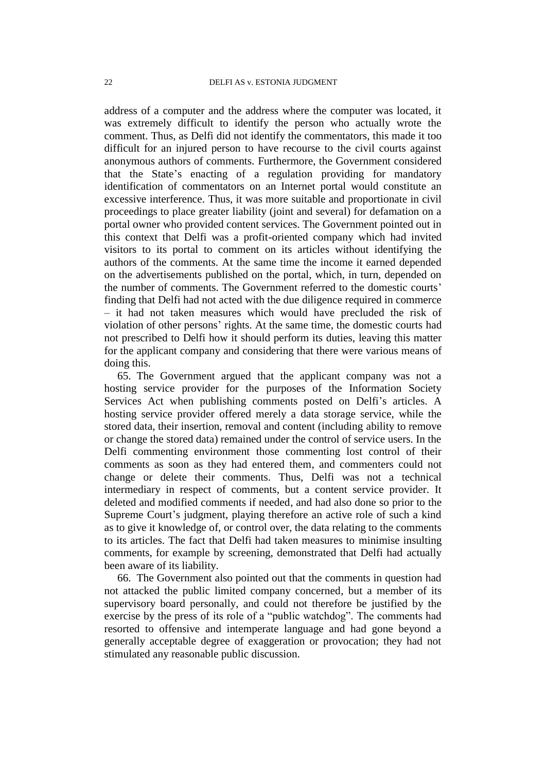address of a computer and the address where the computer was located, it was extremely difficult to identify the person who actually wrote the comment. Thus, as Delfi did not identify the commentators, this made it too difficult for an injured person to have recourse to the civil courts against anonymous authors of comments. Furthermore, the Government considered that the State's enacting of a regulation providing for mandatory identification of commentators on an Internet portal would constitute an excessive interference. Thus, it was more suitable and proportionate in civil proceedings to place greater liability (joint and several) for defamation on a portal owner who provided content services. The Government pointed out in this context that Delfi was a profit-oriented company which had invited visitors to its portal to comment on its articles without identifying the authors of the comments. At the same time the income it earned depended on the advertisements published on the portal, which, in turn, depended on the number of comments. The Government referred to the domestic courts' finding that Delfi had not acted with the due diligence required in commerce – it had not taken measures which would have precluded the risk of violation of other persons' rights. At the same time, the domestic courts had not prescribed to Delfi how it should perform its duties, leaving this matter for the applicant company and considering that there were various means of doing this.

65. The Government argued that the applicant company was not a hosting service provider for the purposes of the Information Society Services Act when publishing comments posted on Delfi's articles. A hosting service provider offered merely a data storage service, while the stored data, their insertion, removal and content (including ability to remove or change the stored data) remained under the control of service users. In the Delfi commenting environment those commenting lost control of their comments as soon as they had entered them, and commenters could not change or delete their comments. Thus, Delfi was not a technical intermediary in respect of comments, but a content service provider. It deleted and modified comments if needed, and had also done so prior to the Supreme Court's judgment, playing therefore an active role of such a kind as to give it knowledge of, or control over, the data relating to the comments to its articles. The fact that Delfi had taken measures to minimise insulting comments, for example by screening, demonstrated that Delfi had actually been aware of its liability.

66. The Government also pointed out that the comments in question had not attacked the public limited company concerned, but a member of its supervisory board personally, and could not therefore be justified by the exercise by the press of its role of a "public watchdog". The comments had resorted to offensive and intemperate language and had gone beyond a generally acceptable degree of exaggeration or provocation; they had not stimulated any reasonable public discussion.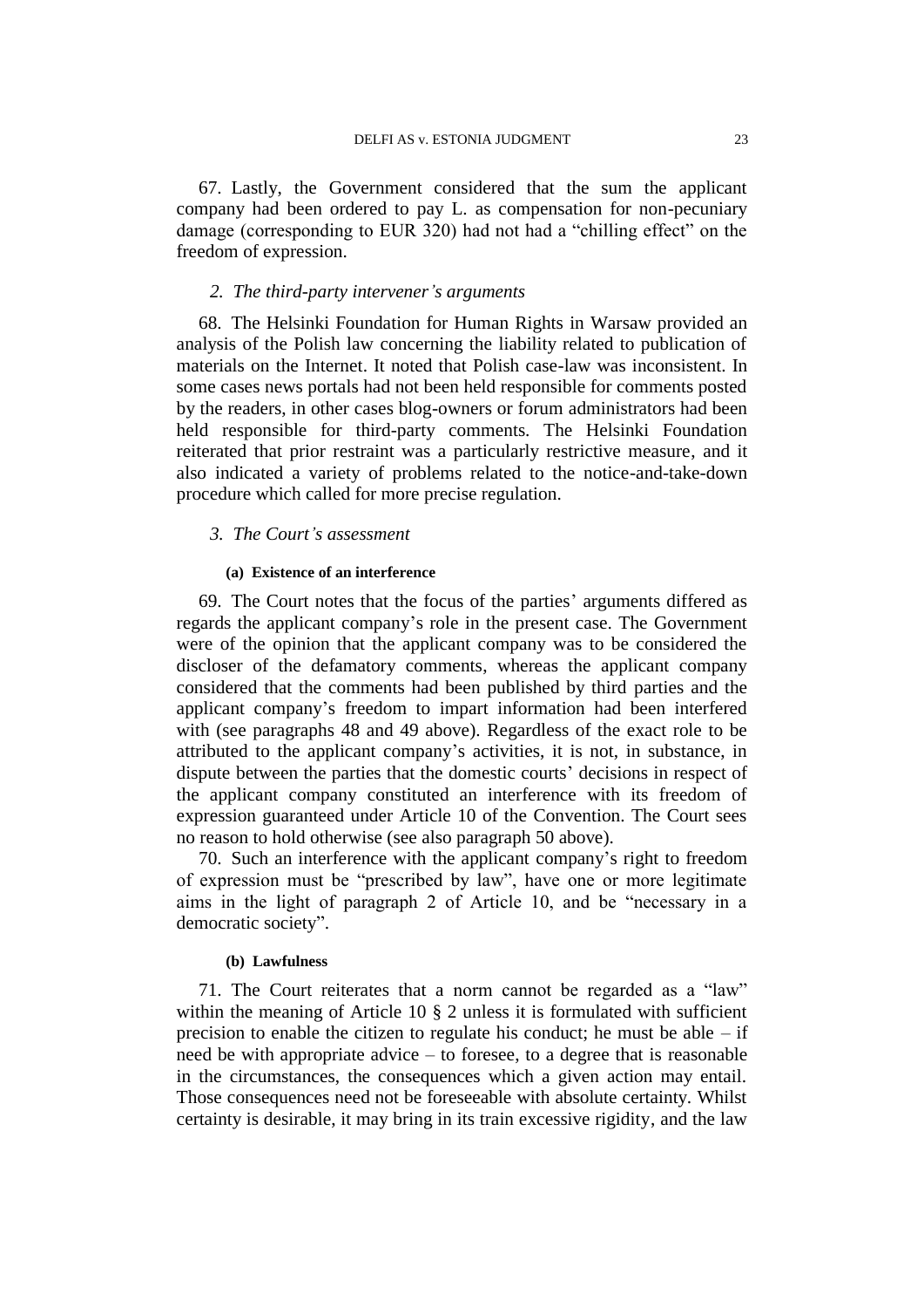67. Lastly, the Government considered that the sum the applicant company had been ordered to pay L. as compensation for non-pecuniary damage (corresponding to EUR 320) had not had a "chilling effect" on the freedom of expression.

### *2. The third-party intervener's arguments*

68. The Helsinki Foundation for Human Rights in Warsaw provided an analysis of the Polish law concerning the liability related to publication of materials on the Internet. It noted that Polish case-law was inconsistent. In some cases news portals had not been held responsible for comments posted by the readers, in other cases blog-owners or forum administrators had been held responsible for third-party comments. The Helsinki Foundation reiterated that prior restraint was a particularly restrictive measure, and it also indicated a variety of problems related to the notice-and-take-down procedure which called for more precise regulation.

### *3. The Court's assessment*

#### **(a) Existence of an interference**

69. The Court notes that the focus of the parties' arguments differed as regards the applicant company's role in the present case. The Government were of the opinion that the applicant company was to be considered the discloser of the defamatory comments, whereas the applicant company considered that the comments had been published by third parties and the applicant company's freedom to impart information had been interfered with (see paragraphs 48 and 49 above). Regardless of the exact role to be attributed to the applicant company's activities, it is not, in substance, in dispute between the parties that the domestic courts' decisions in respect of the applicant company constituted an interference with its freedom of expression guaranteed under Article 10 of the Convention. The Court sees no reason to hold otherwise (see also paragraph 50 above).

70. Such an interference with the applicant company's right to freedom of expression must be "prescribed by law", have one or more legitimate aims in the light of paragraph 2 of Article 10, and be "necessary in a democratic society".

#### **(b) Lawfulness**

71. The Court reiterates that a norm cannot be regarded as a "law" within the meaning of Article 10 § 2 unless it is formulated with sufficient precision to enable the citizen to regulate his conduct; he must be able – if need be with appropriate advice – to foresee, to a degree that is reasonable in the circumstances, the consequences which a given action may entail. Those consequences need not be foreseeable with absolute certainty. Whilst certainty is desirable, it may bring in its train excessive rigidity, and the law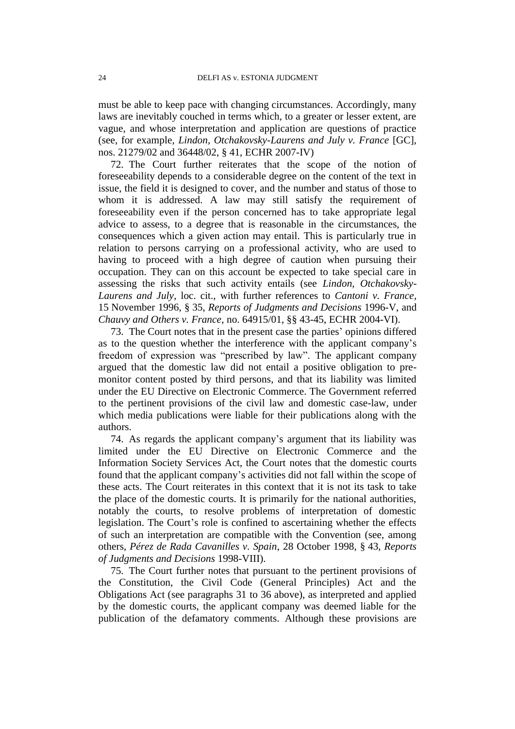must be able to keep pace with changing circumstances. Accordingly, many laws are inevitably couched in terms which, to a greater or lesser extent, are vague, and whose interpretation and application are questions of practice (see, for example, *Lindon, Otchakovsky-Laurens and July v. France* [GC], nos. 21279/02 and 36448/02, § 41, ECHR 2007-IV)

72. The Court further reiterates that the scope of the notion of foreseeability depends to a considerable degree on the content of the text in issue, the field it is designed to cover, and the number and status of those to whom it is addressed. A law may still satisfy the requirement of foreseeability even if the person concerned has to take appropriate legal advice to assess, to a degree that is reasonable in the circumstances, the consequences which a given action may entail. This is particularly true in relation to persons carrying on a professional activity, who are used to having to proceed with a high degree of caution when pursuing their occupation. They can on this account be expected to take special care in assessing the risks that such activity entails (see *Lindon, Otchakovsky-Laurens and July*, loc. cit., with further references to *Cantoni v. France*, 15 November 1996, § 35, *Reports of Judgments and Decisions* 1996-V, and *Chauvy and Others v. France*, no. 64915/01, §§ 43-45, ECHR 2004-VI).

73. The Court notes that in the present case the parties' opinions differed as to the question whether the interference with the applicant company's freedom of expression was "prescribed by law". The applicant company argued that the domestic law did not entail a positive obligation to pre-monitor content posted by third persons, and that its liability was limited under the EU Directive on Electronic Commerce. The Government referred to the pertinent provisions of the civil law and domestic case-law, under which media publications were liable for their publications along with the authors.

74. As regards the applicant company's argument that its liability was limited under the EU Directive on Electronic Commerce and the Information Society Services Act, the Court notes that the domestic courts found that the applicant company's activities did not fall within the scope of these acts. The Court reiterates in this context that it is not its task to take the place of the domestic courts. It is primarily for the national authorities, notably the courts, to resolve problems of interpretation of domestic legislation. The Court's role is confined to ascertaining whether the effects of such an interpretation are compatible with the Convention (see, among others, *Pérez de Rada Cavanilles v. Spain*, 28 October 1998, § 43, *Reports of Judgments and Decisions* 1998-VIII).

75. The Court further notes that pursuant to the pertinent provisions of the Constitution, the Civil Code (General Principles) Act and the Obligations Act (see paragraphs 31 to 36 above), as interpreted and applied by the domestic courts, the applicant company was deemed liable for the publication of the defamatory comments. Although these provisions are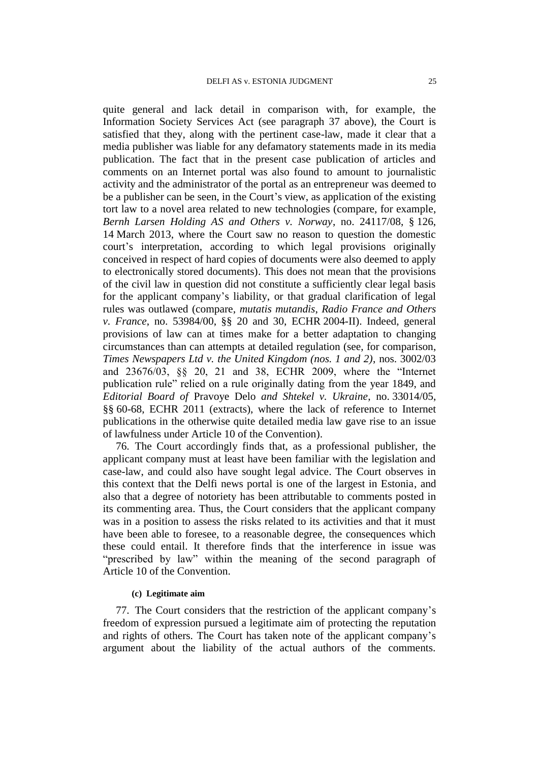quite general and lack detail in comparison with, for example, the Information Society Services Act (see paragraph 37 above), the Court is satisfied that they, along with the pertinent case-law, made it clear that a media publisher was liable for any defamatory statements made in its media publication. The fact that in the present case publication of articles and comments on an Internet portal was also found to amount to journalistic activity and the administrator of the portal as an entrepreneur was deemed to be a publisher can be seen, in the Court's view, as application of the existing tort law to a novel area related to new technologies (compare, for example, *Bernh Larsen Holding AS and Others v. Norway*, no. 24117/08, § 126, 14 March 2013, where the Court saw no reason to question the domestic court's interpretation, according to which legal provisions originally conceived in respect of hard copies of documents were also deemed to apply to electronically stored documents). This does not mean that the provisions of the civil law in question did not constitute a sufficiently clear legal basis for the applicant company's liability, or that gradual clarification of legal rules was outlawed (compare, *mutatis mutandis*, *Radio France and Others v. France*, no. 53984/00, §§ 20 and 30, ECHR 2004-II). Indeed, general provisions of law can at times make for a better adaptation to changing circumstances than can attempts at detailed regulation (see, for comparison, *Times Newspapers Ltd v. the United Kingdom (nos. 1 and 2)*, nos. 3002/03 and 23676/03, §§ 20, 21 and 38, ECHR 2009, where the "Internet publication rule" relied on a rule originally dating from the year 1849, and *Editorial Board of* Pravoye Delo *and Shtekel v. Ukraine*, no. 33014/05, §§ 60-68, ECHR 2011 (extracts), where the lack of reference to Internet publications in the otherwise quite detailed media law gave rise to an issue of lawfulness under Article 10 of the Convention).

76. The Court accordingly finds that, as a professional publisher, the applicant company must at least have been familiar with the legislation and case-law, and could also have sought legal advice. The Court observes in this context that the Delfi news portal is one of the largest in Estonia, and also that a degree of notoriety has been attributable to comments posted in its commenting area. Thus, the Court considers that the applicant company was in a position to assess the risks related to its activities and that it must have been able to foresee, to a reasonable degree, the consequences which these could entail. It therefore finds that the interference in issue was "prescribed by law" within the meaning of the second paragraph of Article 10 of the Convention.

#### (c) Legitimate aim

77. The Court considers that the restriction of the applicant company's freedom of expression pursued a legitimate aim of protecting the reputation and rights of others. The Court has taken note of the applicant company's argument about the liability of the actual authors of the comments.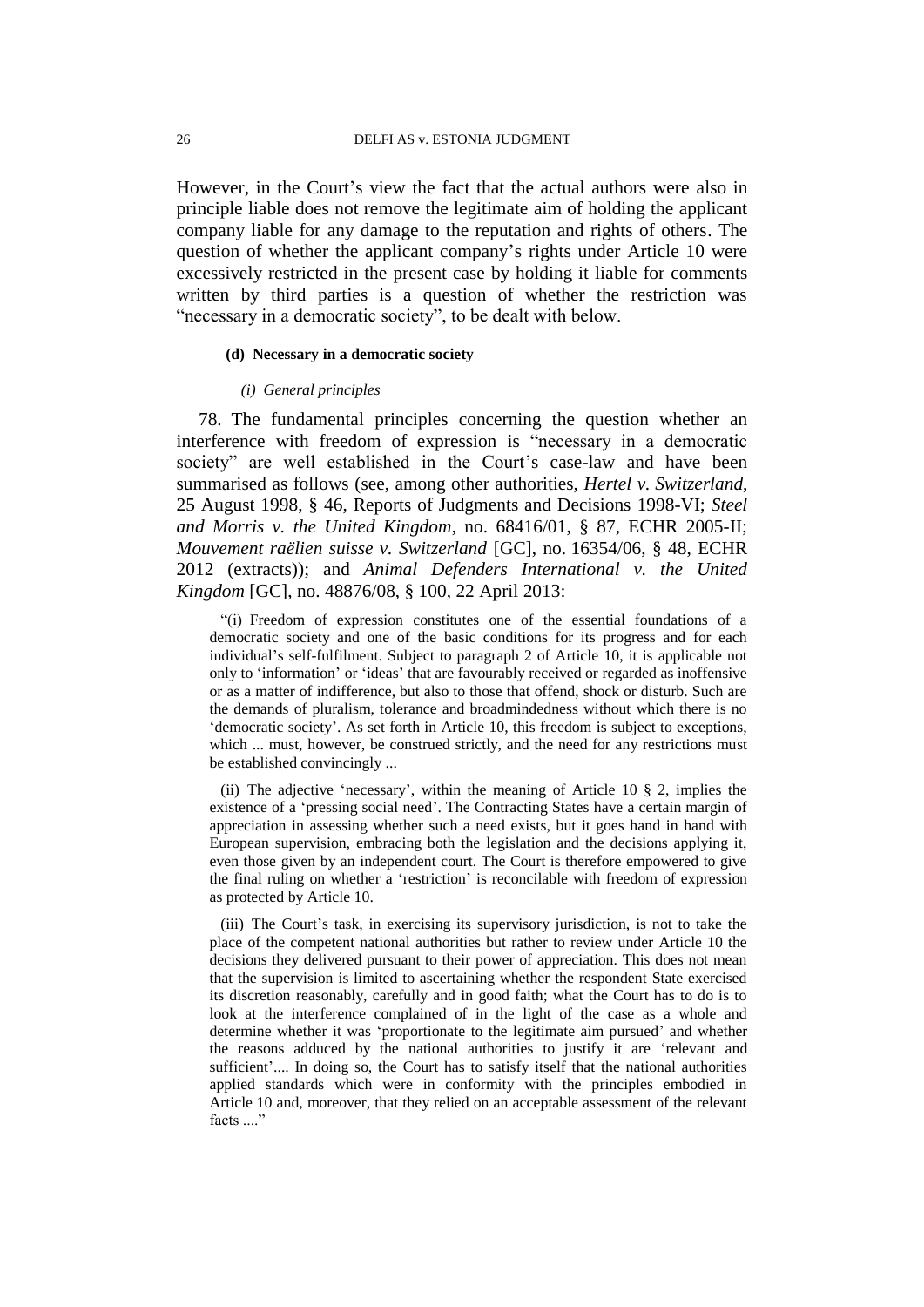However, in the Court's view the fact that the actual authors were also in principle liable does not remove the legitimate aim of holding the applicant company liable for any damage to the reputation and rights of others. The question of whether the applicant company's rights under Article 10 were excessively restricted in the present case by holding it liable for comments written by third parties is a question of whether the restriction was "necessary in a democratic society", to be dealt with below.

#### (d) Necessary in a democratic society

##### *(i) General principles*

78. The fundamental principles concerning the question whether an interference with freedom of expression is "necessary in a democratic society" are well established in the Court's case-law and have been summarised as follows (see, among other authorities, *Hertel v. Switzerland*, 25 August 1998, § 46, Reports of Judgments and Decisions 1998-VI; *Steel and Morris v. the United Kingdom*, no. 68416/01, § 87, ECHR 2005-II; *Mouvement raëlien suisse v. Switzerland* [GC], no. 16354/06, § 48, ECHR 2012 (extracts)); and *Animal Defenders International v. the United Kingdom* [GC], no. 48876/08, § 100, 22 April 2013:

> "(i) Freedom of expression constitutes one of the essential foundations of a democratic society and one of the basic conditions for its progress and for each individual's self-fulfilment. Subject to paragraph 2 of Article 10, it is applicable not only to 'information' or 'ideas' that are favourably received or regarded as inoffensive or as a matter of indifference, but also to those that offend, shock or disturb. Such are the demands of pluralism, tolerance and broadmindedness without which there is no 'democratic society'. As set forth in Article 10, this freedom is subject to exceptions, which ... must, however, be construed strictly, and the need for any restrictions must be established convincingly ...
>
> (ii) The adjective 'necessary', within the meaning of Article 10 § 2, implies the existence of a 'pressing social need'. The Contracting States have a certain margin of appreciation in assessing whether such a need exists, but it goes hand in hand with European supervision, embracing both the legislation and the decisions applying it, even those given by an independent court. The Court is therefore empowered to give the final ruling on whether a 'restriction' is reconcilable with freedom of expression as protected by Article 10.
>
> (iii) The Court's task, in exercising its supervisory jurisdiction, is not to take the place of the competent national authorities but rather to review under Article 10 the decisions they delivered pursuant to their power of appreciation. This does not mean that the supervision is limited to ascertaining whether the respondent State exercised its discretion reasonably, carefully and in good faith; what the Court has to do is to look at the interference complained of in the light of the case as a whole and determine whether it was 'proportionate to the legitimate aim pursued' and whether the reasons adduced by the national authorities to justify it are 'relevant and sufficient'.... In doing so, the Court has to satisfy itself that the national authorities applied standards which were in conformity with the principles embodied in Article 10 and, moreover, that they relied on an acceptable assessment of the relevant facts ...."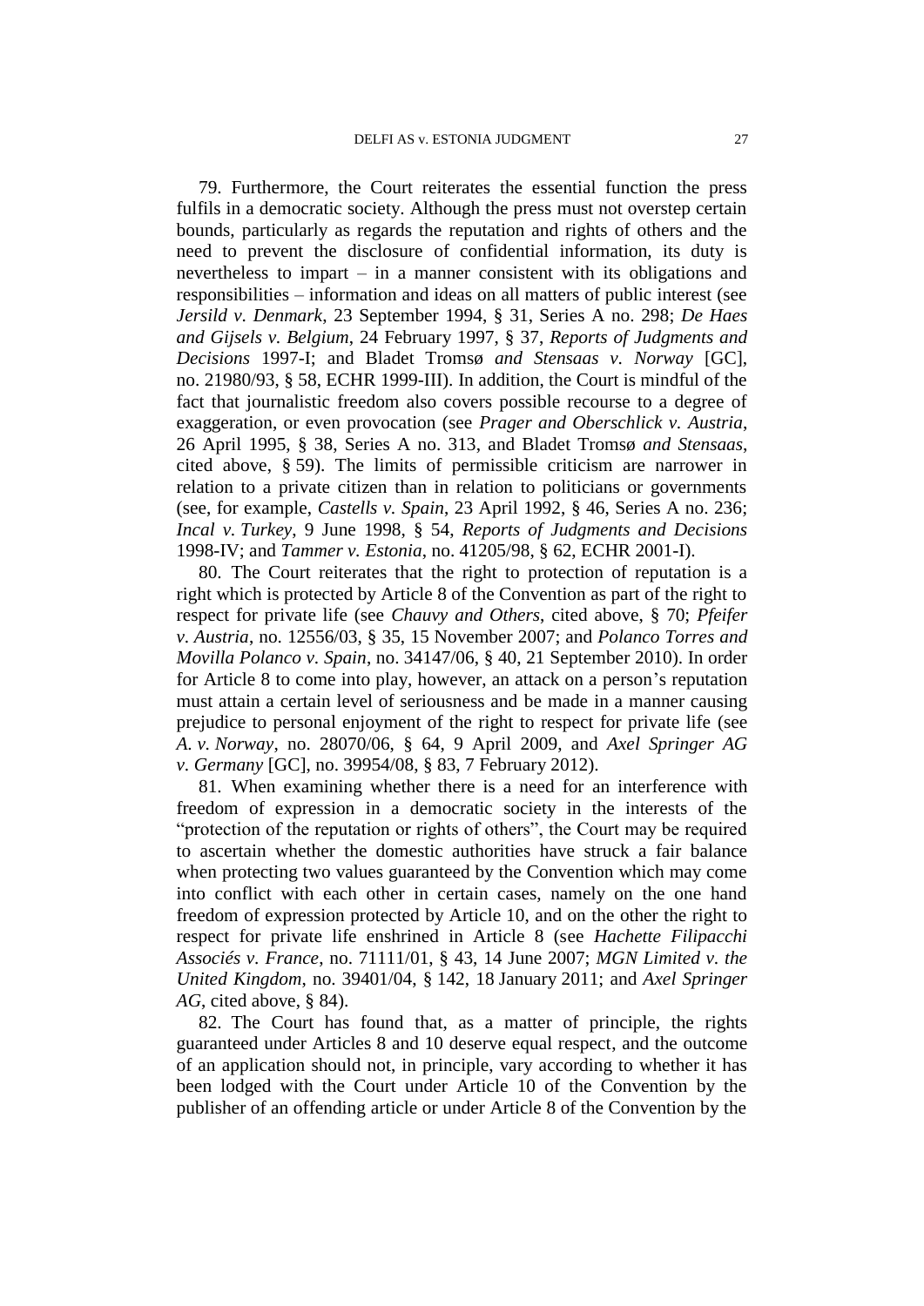79. Furthermore, the Court reiterates the essential function the press fulfils in a democratic society. Although the press must not overstep certain bounds, particularly as regards the reputation and rights of others and the need to prevent the disclosure of confidential information, its duty is nevertheless to impart – in a manner consistent with its obligations and responsibilities – information and ideas on all matters of public interest (see *Jersild v. Denmark*, 23 September 1994, § 31, Series A no. 298; *De Haes and Gijsels v. Belgium*, 24 February 1997, § 37, *Reports of Judgments and Decisions* 1997-I; and Bladet Tromsø *and Stensaas v. Norway* [GC], no. 21980/93, § 58, ECHR 1999-III). In addition, the Court is mindful of the fact that journalistic freedom also covers possible recourse to a degree of exaggeration, or even provocation (see *Prager and Oberschlick v. Austria*, 26 April 1995, § 38, Series A no. 313, and Bladet Tromsø *and Stensaas*, cited above, § 59). The limits of permissible criticism are narrower in relation to a private citizen than in relation to politicians or governments (see, for example, *Castells v. Spain*, 23 April 1992, § 46, Series A no. 236; *Incal v. Turkey*, 9 June 1998, § 54, *Reports of Judgments and Decisions* 1998-IV; and *Tammer v. Estonia*, no. 41205/98, § 62, ECHR 2001-I).

80. The Court reiterates that the right to protection of reputation is a right which is protected by Article 8 of the Convention as part of the right to respect for private life (see *Chauvy and Others*, cited above, § 70; *Pfeifer v. Austria*, no. 12556/03, § 35, 15 November 2007; and *Polanco Torres and Movilla Polanco v. Spain*, no. 34147/06, § 40, 21 September 2010). In order for Article 8 to come into play, however, an attack on a person's reputation must attain a certain level of seriousness and be made in a manner causing prejudice to personal enjoyment of the right to respect for private life (see *A. v. Norway*, no. 28070/06, § 64, 9 April 2009, and *Axel Springer AG v. Germany* [GC], no. 39954/08, § 83, 7 February 2012).

81. When examining whether there is a need for an interference with freedom of expression in a democratic society in the interests of the "protection of the reputation or rights of others", the Court may be required to ascertain whether the domestic authorities have struck a fair balance when protecting two values guaranteed by the Convention which may come into conflict with each other in certain cases, namely on the one hand freedom of expression protected by Article 10, and on the other the right to respect for private life enshrined in Article 8 (see *Hachette Filipacchi Associés v. France*, no. 71111/01, § 43, 14 June 2007; *MGN Limited v. the United Kingdom*, no. 39401/04, § 142, 18 January 2011; and *Axel Springer AG*, cited above, § 84).

82. The Court has found that, as a matter of principle, the rights guaranteed under Articles 8 and 10 deserve equal respect, and the outcome of an application should not, in principle, vary according to whether it has been lodged with the Court under Article 10 of the Convention by the publisher of an offending article or under Article 8 of the Convention by the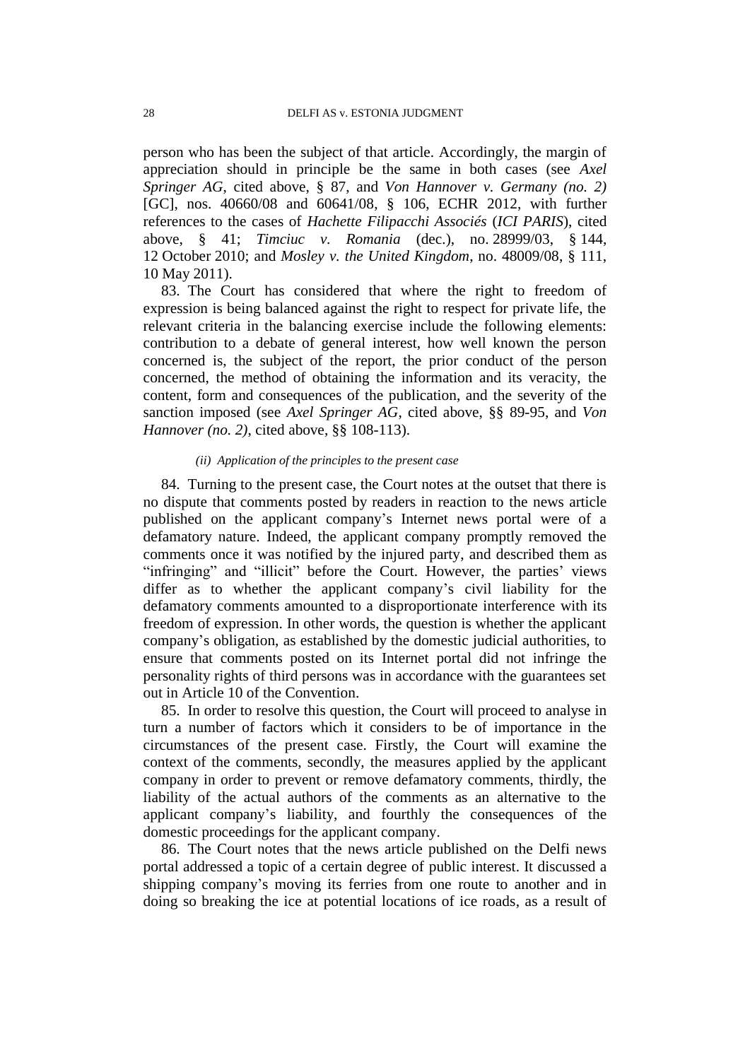person who has been the subject of that article. Accordingly, the margin of appreciation should in principle be the same in both cases (see *Axel Springer AG*, cited above, § 87, and *Von Hannover v. Germany (no. 2)* [GC], nos. 40660/08 and 60641/08, § 106, ECHR 2012, with further references to the cases of *Hachette Filipacchi Associés* (*ICI PARIS*), cited above, § 41; *Timciuc v. Romania* (dec.), no. 28999/03, § 144, 12 October 2010; and *Mosley v. the United Kingdom*, no. 48009/08, § 111, 10 May 2011).

83. The Court has considered that where the right to freedom of expression is being balanced against the right to respect for private life, the relevant criteria in the balancing exercise include the following elements: contribution to a debate of general interest, how well known the person concerned is, the subject of the report, the prior conduct of the person concerned, the method of obtaining the information and its veracity, the content, form and consequences of the publication, and the severity of the sanction imposed (see *Axel Springer AG*, cited above, §§ 89-95, and *Von Hannover (no. 2)*, cited above, §§ 108-113).

##### *(ii) Application of the principles to the present case*

84. Turning to the present case, the Court notes at the outset that there is no dispute that comments posted by readers in reaction to the news article published on the applicant company's Internet news portal were of a defamatory nature. Indeed, the applicant company promptly removed the comments once it was notified by the injured party, and described them as "infringing" and "illicit" before the Court. However, the parties' views differ as to whether the applicant company's civil liability for the defamatory comments amounted to a disproportionate interference with its freedom of expression. In other words, the question is whether the applicant company's obligation, as established by the domestic judicial authorities, to ensure that comments posted on its Internet portal did not infringe the personality rights of third persons was in accordance with the guarantees set out in Article 10 of the Convention.

85. In order to resolve this question, the Court will proceed to analyse in turn a number of factors which it considers to be of importance in the circumstances of the present case. Firstly, the Court will examine the context of the comments, secondly, the measures applied by the applicant company in order to prevent or remove defamatory comments, thirdly, the liability of the actual authors of the comments as an alternative to the applicant company's liability, and fourthly the consequences of the domestic proceedings for the applicant company.

86. The Court notes that the news article published on the Delfi news portal addressed a topic of a certain degree of public interest. It discussed a shipping company's moving its ferries from one route to another and in doing so breaking the ice at potential locations of ice roads, as a result of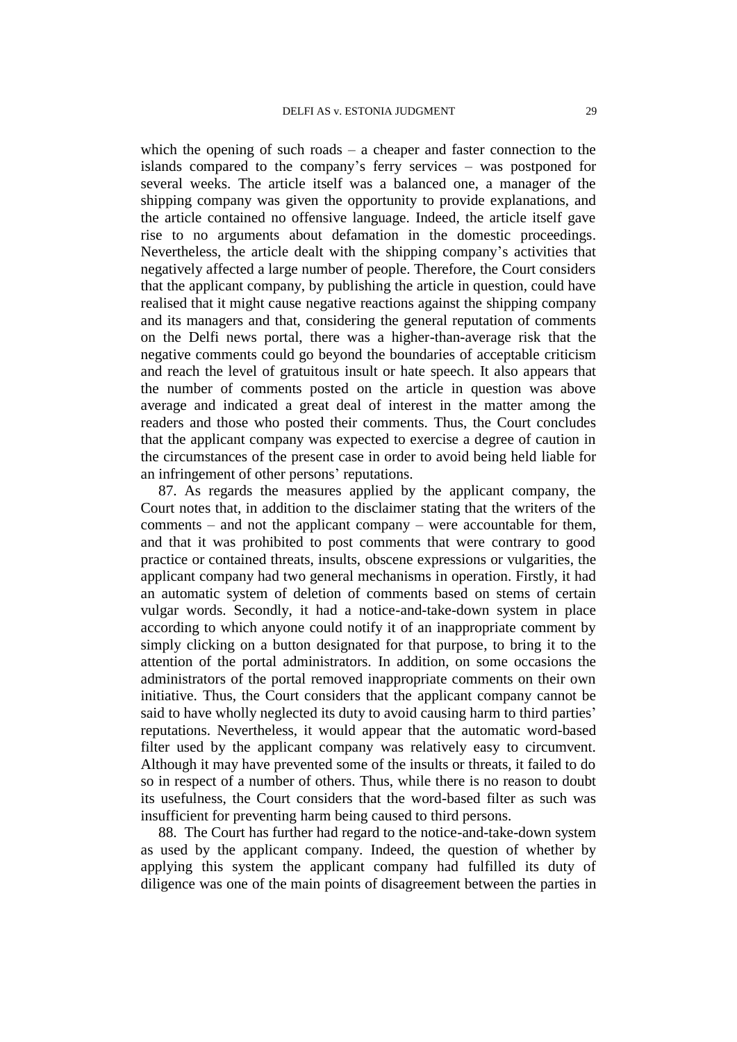which the opening of such roads – a cheaper and faster connection to the islands compared to the company's ferry services – was postponed for several weeks. The article itself was a balanced one, a manager of the shipping company was given the opportunity to provide explanations, and the article contained no offensive language. Indeed, the article itself gave rise to no arguments about defamation in the domestic proceedings. Nevertheless, the article dealt with the shipping company's activities that negatively affected a large number of people. Therefore, the Court considers that the applicant company, by publishing the article in question, could have realised that it might cause negative reactions against the shipping company and its managers and that, considering the general reputation of comments on the Delfi news portal, there was a higher-than-average risk that the negative comments could go beyond the boundaries of acceptable criticism and reach the level of gratuitous insult or hate speech. It also appears that the number of comments posted on the article in question was above average and indicated a great deal of interest in the matter among the readers and those who posted their comments. Thus, the Court concludes that the applicant company was expected to exercise a degree of caution in the circumstances of the present case in order to avoid being held liable for an infringement of other persons' reputations.

87. As regards the measures applied by the applicant company, the Court notes that, in addition to the disclaimer stating that the writers of the comments – and not the applicant company – were accountable for them, and that it was prohibited to post comments that were contrary to good practice or contained threats, insults, obscene expressions or vulgarities, the applicant company had two general mechanisms in operation. Firstly, it had an automatic system of deletion of comments based on stems of certain vulgar words. Secondly, it had a notice-and-take-down system in place according to which anyone could notify it of an inappropriate comment by simply clicking on a button designated for that purpose, to bring it to the attention of the portal administrators. In addition, on some occasions the administrators of the portal removed inappropriate comments on their own initiative. Thus, the Court considers that the applicant company cannot be said to have wholly neglected its duty to avoid causing harm to third parties' reputations. Nevertheless, it would appear that the automatic word-based filter used by the applicant company was relatively easy to circumvent. Although it may have prevented some of the insults or threats, it failed to do so in respect of a number of others. Thus, while there is no reason to doubt its usefulness, the Court considers that the word-based filter as such was insufficient for preventing harm being caused to third persons.

88. The Court has further had regard to the notice-and-take-down system as used by the applicant company. Indeed, the question of whether by applying this system the applicant company had fulfilled its duty of diligence was one of the main points of disagreement between the parties in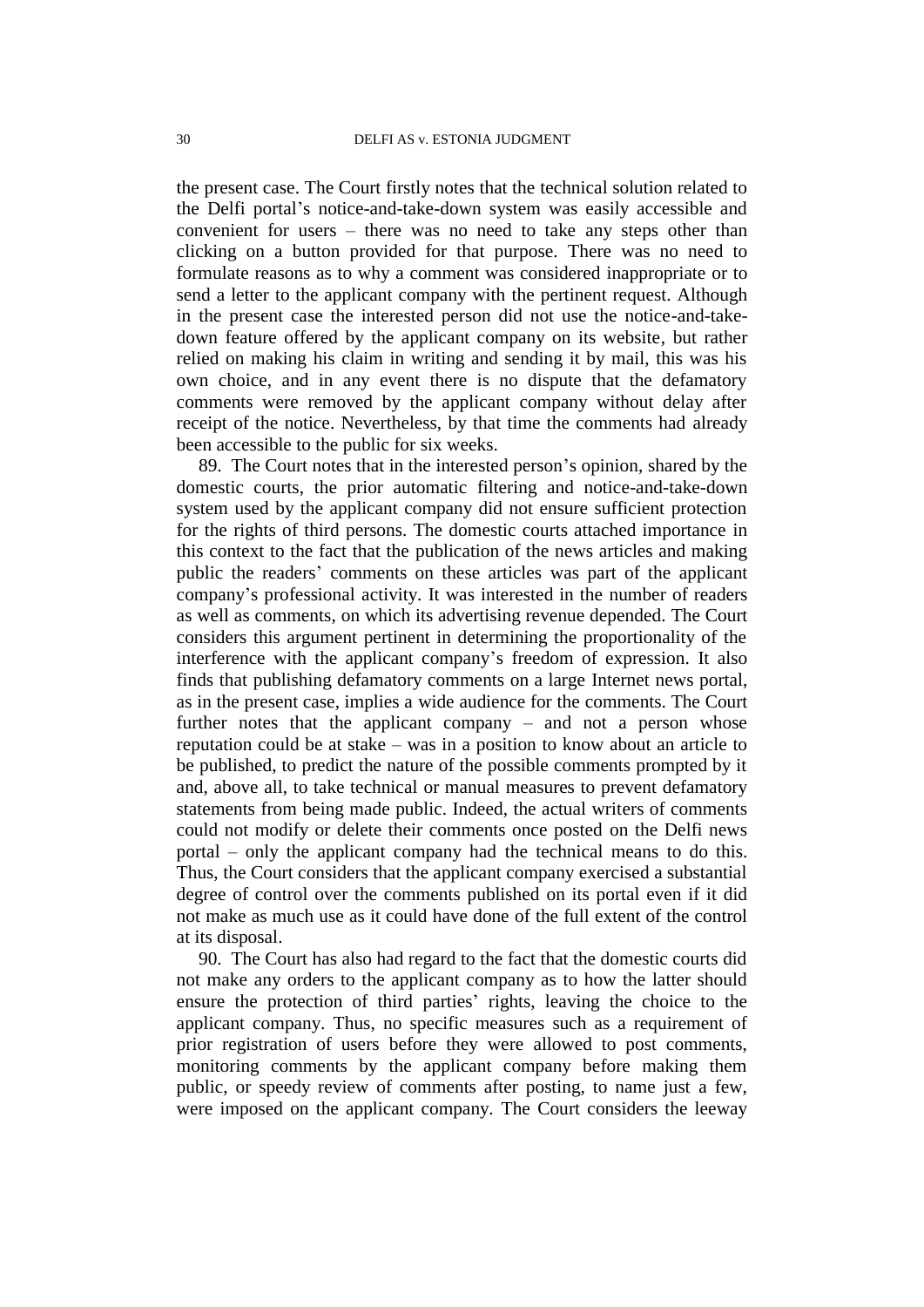the present case. The Court firstly notes that the technical solution related to the Delfi portal's notice-and-take-down system was easily accessible and convenient for users – there was no need to take any steps other than clicking on a button provided for that purpose. There was no need to formulate reasons as to why a comment was considered inappropriate or to send a letter to the applicant company with the pertinent request. Although in the present case the interested person did not use the notice-and-take-down feature offered by the applicant company on its website, but rather relied on making his claim in writing and sending it by mail, this was his own choice, and in any event there is no dispute that the defamatory comments were removed by the applicant company without delay after receipt of the notice. Nevertheless, by that time the comments had already been accessible to the public for six weeks.

89. The Court notes that in the interested person's opinion, shared by the domestic courts, the prior automatic filtering and notice-and-take-down system used by the applicant company did not ensure sufficient protection for the rights of third persons. The domestic courts attached importance in this context to the fact that the publication of the news articles and making public the readers' comments on these articles was part of the applicant company's professional activity. It was interested in the number of readers as well as comments, on which its advertising revenue depended. The Court considers this argument pertinent in determining the proportionality of the interference with the applicant company's freedom of expression. It also finds that publishing defamatory comments on a large Internet news portal, as in the present case, implies a wide audience for the comments. The Court further notes that the applicant company – and not a person whose reputation could be at stake – was in a position to know about an article to be published, to predict the nature of the possible comments prompted by it and, above all, to take technical or manual measures to prevent defamatory statements from being made public. Indeed, the actual writers of comments could not modify or delete their comments once posted on the Delfi news portal – only the applicant company had the technical means to do this. Thus, the Court considers that the applicant company exercised a substantial degree of control over the comments published on its portal even if it did not make as much use as it could have done of the full extent of the control at its disposal.

90. The Court has also had regard to the fact that the domestic courts did not make any orders to the applicant company as to how the latter should ensure the protection of third parties' rights, leaving the choice to the applicant company. Thus, no specific measures such as a requirement of prior registration of users before they were allowed to post comments, monitoring comments by the applicant company before making them public, or speedy review of comments after posting, to name just a few, were imposed on the applicant company. The Court considers the leeway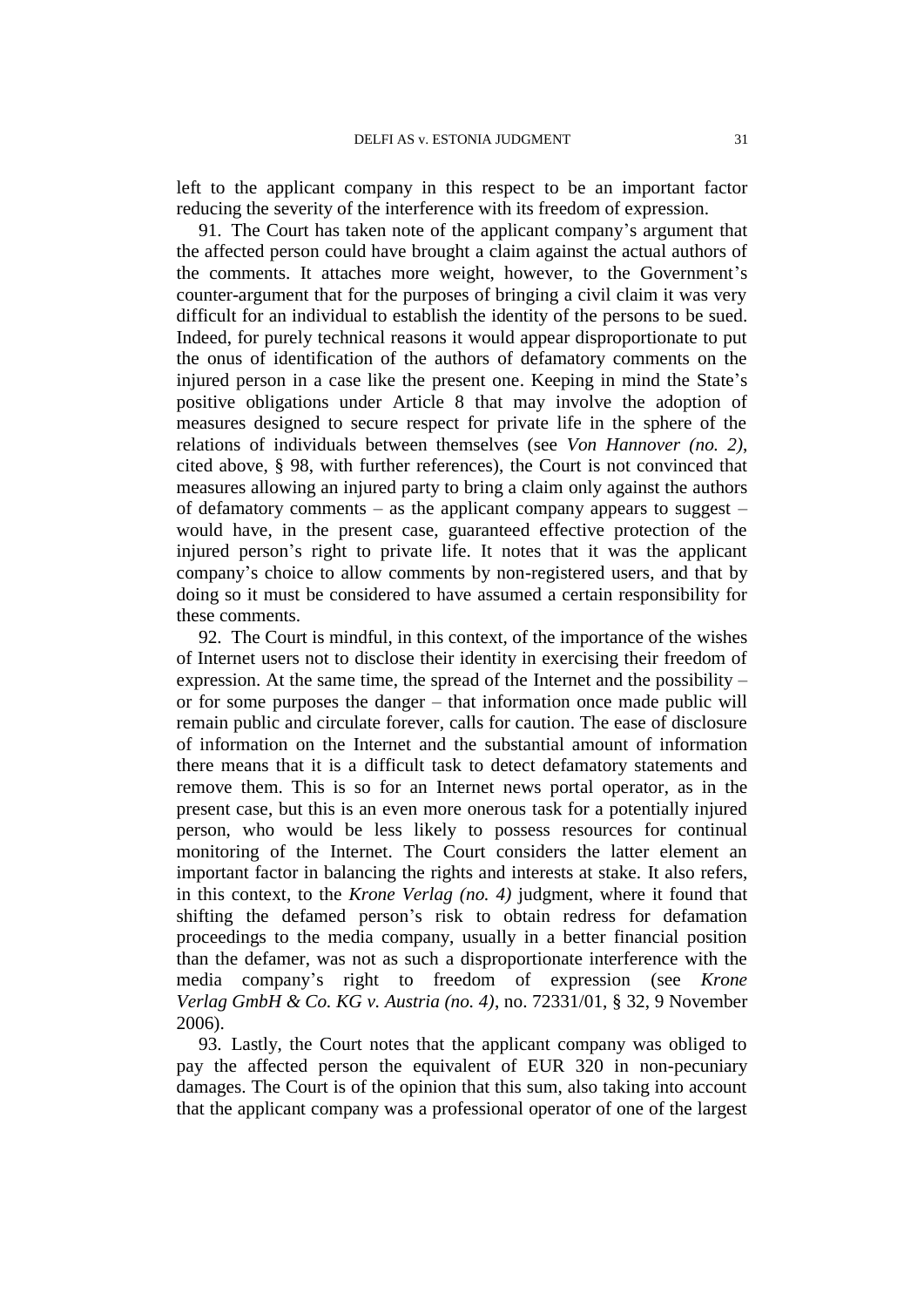left to the applicant company in this respect to be an important factor reducing the severity of the interference with its freedom of expression.

91. The Court has taken note of the applicant company's argument that the affected person could have brought a claim against the actual authors of the comments. It attaches more weight, however, to the Government's counter-argument that for the purposes of bringing a civil claim it was very difficult for an individual to establish the identity of the persons to be sued. Indeed, for purely technical reasons it would appear disproportionate to put the onus of identification of the authors of defamatory comments on the injured person in a case like the present one. Keeping in mind the State's positive obligations under Article 8 that may involve the adoption of measures designed to secure respect for private life in the sphere of the relations of individuals between themselves (see *Von Hannover (no. 2)*, cited above, § 98, with further references), the Court is not convinced that measures allowing an injured party to bring a claim only against the authors of defamatory comments – as the applicant company appears to suggest – would have, in the present case, guaranteed effective protection of the injured person's right to private life. It notes that it was the applicant company's choice to allow comments by non-registered users, and that by doing so it must be considered to have assumed a certain responsibility for these comments.

92. The Court is mindful, in this context, of the importance of the wishes of Internet users not to disclose their identity in exercising their freedom of expression. At the same time, the spread of the Internet and the possibility – or for some purposes the danger – that information once made public will remain public and circulate forever, calls for caution. The ease of disclosure of information on the Internet and the substantial amount of information there means that it is a difficult task to detect defamatory statements and remove them. This is so for an Internet news portal operator, as in the present case, but this is an even more onerous task for a potentially injured person, who would be less likely to possess resources for continual monitoring of the Internet. The Court considers the latter element an important factor in balancing the rights and interests at stake. It also refers, in this context, to the *Krone Verlag (no. 4)* judgment, where it found that shifting the defamed person's risk to obtain redress for defamation proceedings to the media company, usually in a better financial position than the defamer, was not as such a disproportionate interference with the media company's right to freedom of expression (see *Krone Verlag GmbH & Co. KG v. Austria (no. 4)*, no. 72331/01, § 32, 9 November 2006).

93. Lastly, the Court notes that the applicant company was obliged to pay the affected person the equivalent of EUR 320 in non-pecuniary damages. The Court is of the opinion that this sum, also taking into account that the applicant company was a professional operator of one of the largest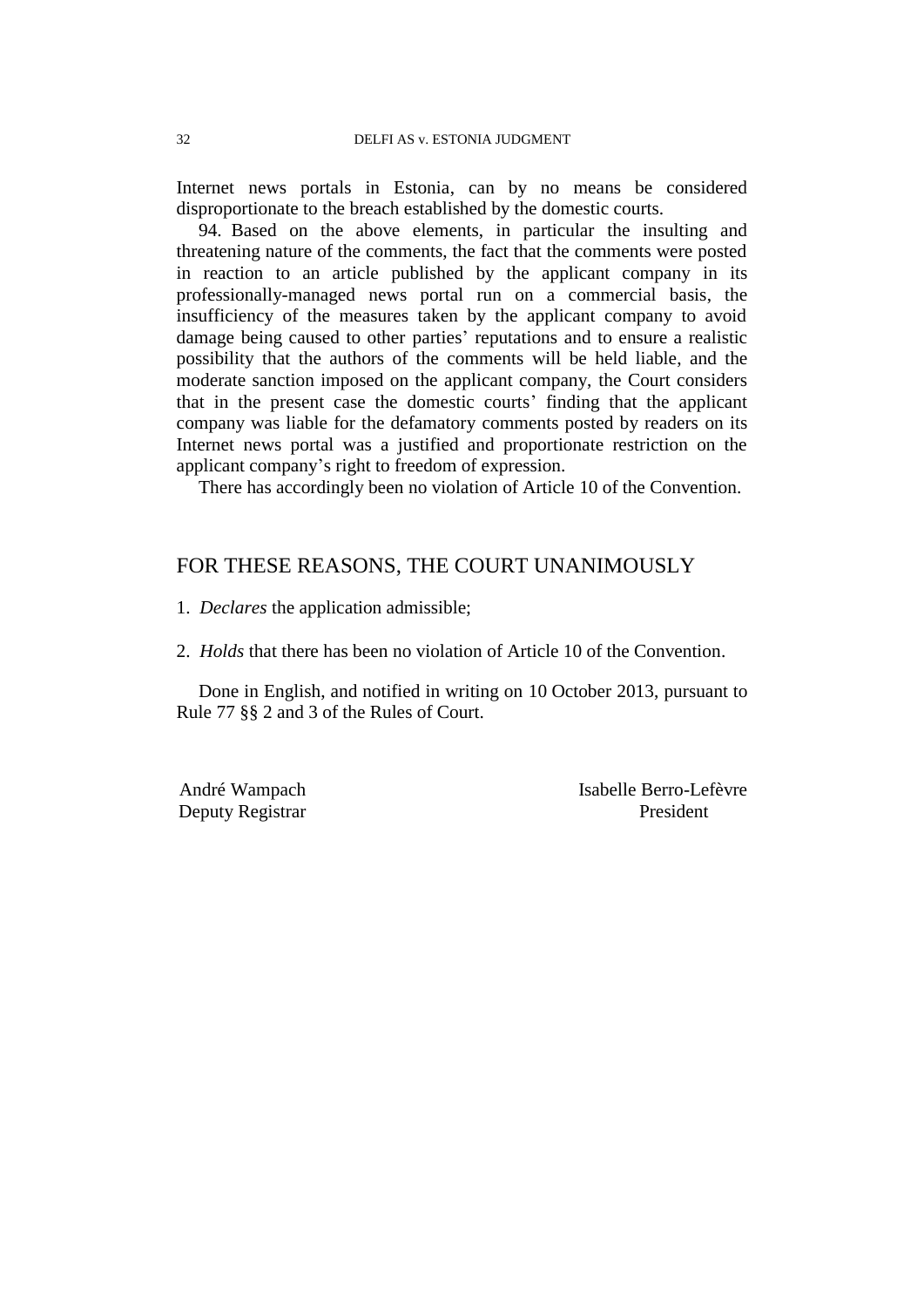Internet news portals in Estonia, can by no means be considered disproportionate to the breach established by the domestic courts.

94. Based on the above elements, in particular the insulting and threatening nature of the comments, the fact that the comments were posted in reaction to an article published by the applicant company in its professionally-managed news portal run on a commercial basis, the insufficiency of the measures taken by the applicant company to avoid damage being caused to other parties' reputations and to ensure a realistic possibility that the authors of the comments will be held liable, and the moderate sanction imposed on the applicant company, the Court considers that in the present case the domestic courts' finding that the applicant company was liable for the defamatory comments posted by readers on its Internet news portal was a justified and proportionate restriction on the applicant company's right to freedom of expression.

There has accordingly been no violation of Article 10 of the Convention.

## FOR THESE REASONS, THE COURT UNANIMOUSLY

1. *Declares* the application admissible;

2. *Holds* that there has been no violation of Article 10 of the Convention.

Done in English, and notified in writing on 10 October 2013, pursuant to Rule 77 §§ 2 and 3 of the Rules of Court.

André Wampach
Deputy Registrar

Isabelle Berro-Lefèvre
President